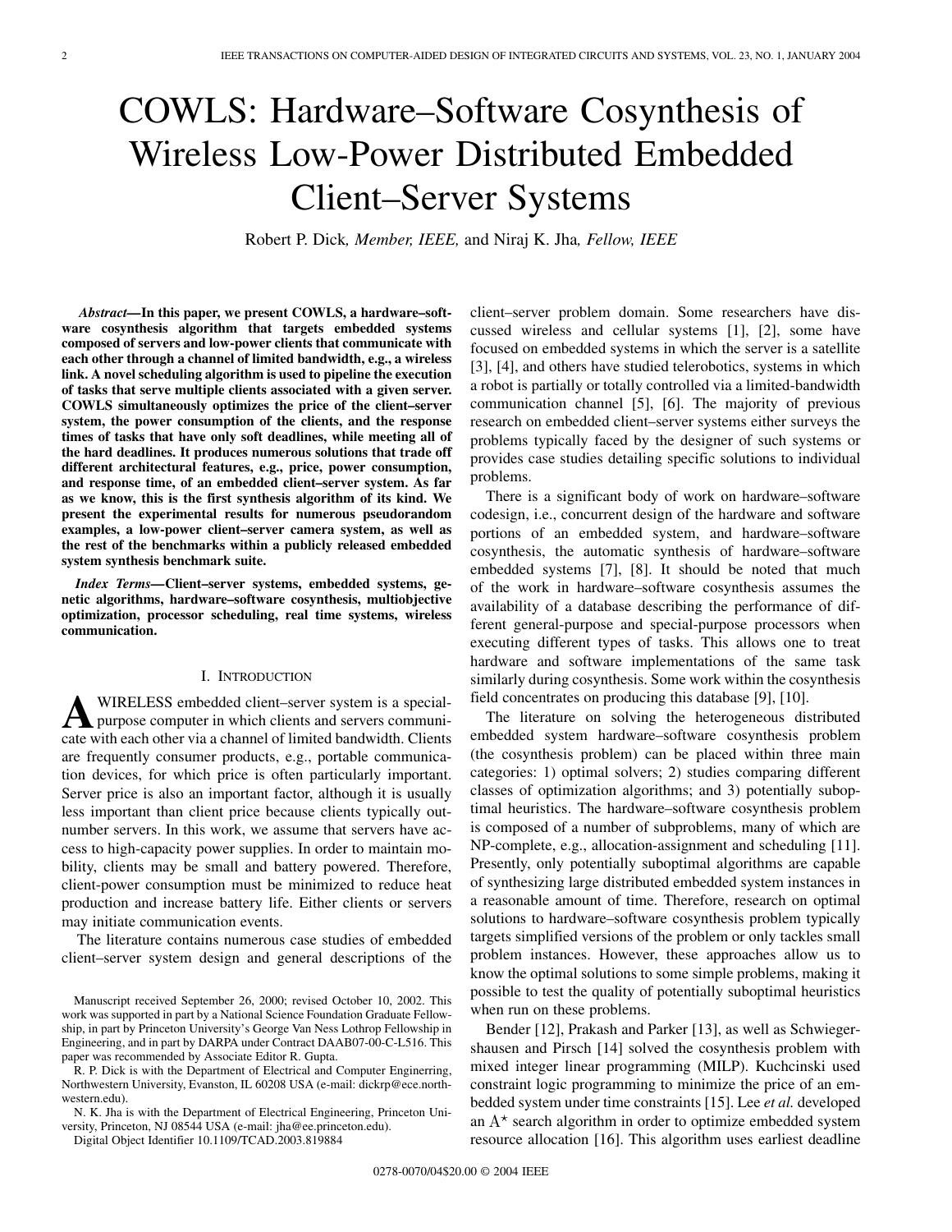# COWLS: Hardware–Software Cosynthesis of Wireless Low-Power Distributed Embedded Client–Server Systems

Robert P. Dick, *Member, IEEE,* and Niraj K. Jha, *Fellow, IEEE*

***Abstract*—In this paper, we present COWLS, a hardware–software cosynthesis algorithm that targets embedded systems composed of servers and low-power clients that communicate with each other through a channel of limited bandwidth, e.g., a wireless link. A novel scheduling algorithm is used to pipeline the execution of tasks that serve multiple clients associated with a given server. COWLS simultaneously optimizes the price of the client–server system, the power consumption of the clients, and the response times of tasks that have only soft deadlines, while meeting all of the hard deadlines. It produces numerous solutions that trade off different architectural features, e.g., price, power consumption, and response time, of an embedded client–server system. As far as we know, this is the first synthesis algorithm of its kind. We present the experimental results for numerous pseudorandom examples, a low-power client–server camera system, as well as the rest of the benchmarks within a publicly released embedded system synthesis benchmark suite.**

***Index Terms*—Client–server systems, embedded systems, genetic algorithms, hardware–software cosynthesis, multiobjective optimization, processor scheduling, real time systems, wireless communication.**

## I. Introduction

A WIRELESS embedded client–server system is a special-purpose computer in which clients and servers communicate with each other via a channel of limited bandwidth. Clients are frequently consumer products, e.g., portable communication devices, for which price is often particularly important. Server price is also an important factor, although it is usually less important than client price because clients typically outnumber servers. In this work, we assume that servers have access to high-capacity power supplies. In order to maintain mobility, clients may be small and battery powered. Therefore, client-power consumption must be minimized to reduce heat production and increase battery life. Either clients or servers may initiate communication events.

The literature contains numerous case studies of embedded client–server system design and general descriptions of the client–server problem domain. Some researchers have discussed wireless and cellular systems [1], [2], some have focused on embedded systems in which the server is a satellite [3], [4], and others have studied telerobotics, systems in which a robot is partially or totally controlled via a limited-bandwidth communication channel [5], [6]. The majority of previous research on embedded client–server systems either surveys the problems typically faced by the designer of such systems or provides case studies detailing specific solutions to individual problems.

There is a significant body of work on hardware–software codesign, i.e., concurrent design of the hardware and software portions of an embedded system, and hardware–software cosynthesis, the automatic synthesis of hardware–software embedded systems [7], [8]. It should be noted that much of the work in hardware–software cosynthesis assumes the availability of a database describing the performance of different general-purpose and special-purpose processors when executing different types of tasks. This allows one to treat hardware and software implementations of the same task similarly during cosynthesis. Some work within the cosynthesis field concentrates on producing this database [9], [10].

The literature on solving the heterogeneous distributed embedded system hardware–software cosynthesis problem (the cosynthesis problem) can be placed within three main categories: 1) optimal solvers; 2) studies comparing different classes of optimization algorithms; and 3) potentially suboptimal heuristics. The hardware–software cosynthesis problem is composed of a number of subproblems, many of which are NP-complete, e.g., allocation-assignment and scheduling [11]. Presently, only potentially suboptimal algorithms are capable of synthesizing large distributed embedded system instances in a reasonable amount of time. Therefore, research on optimal solutions to hardware–software cosynthesis problem typically targets simplified versions of the problem or only tackles small problem instances. However, these approaches allow us to know the optimal solutions to some simple problems, making it possible to test the quality of potentially suboptimal heuristics when run on these problems.

Bender [12], Prakash and Parker [13], as well as Schwiegershausen and Pirsch [14] solved the cosynthesis problem with mixed integer linear programming (MILP). Kuchcinski used constraint logic programming to minimize the price of an embedded system under time constraints [15]. Lee *et al.* developed an $A^\star$ search algorithm in order to optimize embedded system resource allocation [16]. This algorithm uses earliest deadline

---

Manuscript received September 26, 2000; revised October 10, 2002. This work was supported in part by a National Science Foundation Graduate Fellowship, in part by Princeton University's George Van Ness Lothrop Fellowship in Engineering, and in part by DARPA under Contract DAAB07-00-C-L516. This paper was recommended by Associate Editor R. Gupta.

R. P. Dick is with the Department of Electrical and Computer Enginerring, Northwestern University, Evanston, IL 60208 USA (e-mail: dickrp@ece.northwestern.edu).

N. K. Jha is with the Department of Electrical Engineering, Princeton University, Princeton, NJ 08544 USA (e-mail: jha@ee.princeton.edu).

Digital Object Identifier 10.1109/TCAD.2003.819884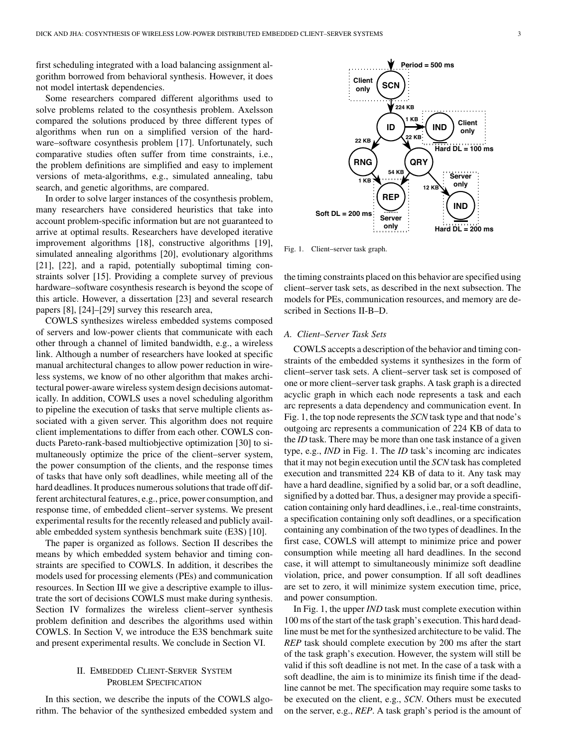first scheduling integrated with a load balancing assignment algorithm borrowed from behavioral synthesis. However, it does not model intertask dependencies.

Some researchers compared different algorithms used to solve problems related to the cosynthesis problem. Axelsson compared the solutions produced by three different types of algorithms when run on a simplified version of the hardware–software cosynthesis problem [17]. Unfortunately, such comparative studies often suffer from time constraints, i.e., the problem definitions are simplified and easy to implement versions of meta-algorithms, e.g., simulated annealing, tabu search, and genetic algorithms, are compared.

In order to solve larger instances of the cosynthesis problem, many researchers have considered heuristics that take into account problem-specific information but are not guaranteed to arrive at optimal results. Researchers have developed iterative improvement algorithms [18], constructive algorithms [19], simulated annealing algorithms [20], evolutionary algorithms [21], [22], and a rapid, potentially suboptimal timing constraints solver [15]. Providing a complete survey of previous hardware–software cosynthesis research is beyond the scope of this article. However, a dissertation [23] and several research papers [8], [24]–[29] survey this research area,

COWLS synthesizes wireless embedded systems composed of servers and low-power clients that communicate with each other through a channel of limited bandwidth, e.g., a wireless link. Although a number of researchers have looked at specific manual architectural changes to allow power reduction in wireless systems, we know of no other algorithm that makes architectural power-aware wireless system design decisions automatically. In addition, COWLS uses a novel scheduling algorithm to pipeline the execution of tasks that serve multiple clients associated with a given server. This algorithm does not require client implementations to differ from each other. COWLS conducts Pareto-rank-based multiobjective optimization [30] to simultaneously optimize the price of the client–server system, the power consumption of the clients, and the response times of tasks that have only soft deadlines, while meeting all of the hard deadlines. It produces numerous solutions that trade off different architectural features, e.g., price, power consumption, and response time, of embedded client–server systems. We present experimental results for the recently released and publicly available embedded system synthesis benchmark suite (E3S) [10].

The paper is organized as follows. Section II describes the means by which embedded system behavior and timing constraints are specified to COWLS. In addition, it describes the models used for processing elements (PEs) and communication resources. In Section III we give a descriptive example to illustrate the sort of decisions COWLS must make during synthesis. Section IV formalizes the wireless client–server synthesis problem definition and describes the algorithms used within COWLS. In Section V, we introduce the E3S benchmark suite and present experimental results. We conclude in Section VI.

## II. Embedded Client-Server System Problem Specification

In this section, we describe the inputs of the COWLS algorithm. The behavior of the synthesized embedded system and the timing constraints placed on this behavior are specified using client–server task sets, as described in the next subsection. The models for PEs, communication resources, and memory are described in Sections II-B–D.

Period = 500 ms
Client only
SCN
224 KB
ID
1 KB
IND
Client only
22 KB
22 KB
Hard DL = 100 ms
RNG
QRY
54 KB
1 KB
Server only
12 KB
REP
IND
Soft DL = 200 ms
Server only
Hard DL = 200 ms

Fig. 1. Client–server task graph.

### A. Client–Server Task Sets

COWLS accepts a description of the behavior and timing constraints of the embedded systems it synthesizes in the form of client–server task sets. A client–server task set is composed of one or more client–server task graphs. A task graph is a directed acyclic graph in which each node represents a task and each arc represents a data dependency and communication event. In Fig. 1, the top node represents the *SCN* task type and that node's outgoing arc represents a communication of 224 KB of data to the *ID* task. There may be more than one task instance of a given type, e.g., *IND* in Fig. 1. The *ID* task's incoming arc indicates that it may not begin execution until the *SCN* task has completed execution and transmitted 224 KB of data to it. Any task may have a hard deadline, signified by a solid bar, or a soft deadline, signified by a dotted bar. Thus, a designer may provide a specification containing only hard deadlines, i.e., real-time constraints, a specification containing only soft deadlines, or a specification containing any combination of the two types of deadlines. In the first case, COWLS will attempt to minimize price and power consumption while meeting all hard deadlines. In the second case, it will attempt to simultaneously minimize soft deadline violation, price, and power consumption. If all soft deadlines are set to zero, it will minimize system execution time, price, and power consumption.

In Fig. 1, the upper *IND* task must complete execution within 100 ms of the start of the task graph's execution. This hard deadline must be met for the synthesized architecture to be valid. The *REP* task should complete execution by 200 ms after the start of the task graph's execution. However, the system will still be valid if this soft deadline is not met. In the case of a task with a soft deadline, the aim is to minimize its finish time if the deadline cannot be met. The specification may require some tasks to be executed on the client, e.g., *SCN*. Others must be executed on the server, e.g., *REP*. A task graph's period is the amount of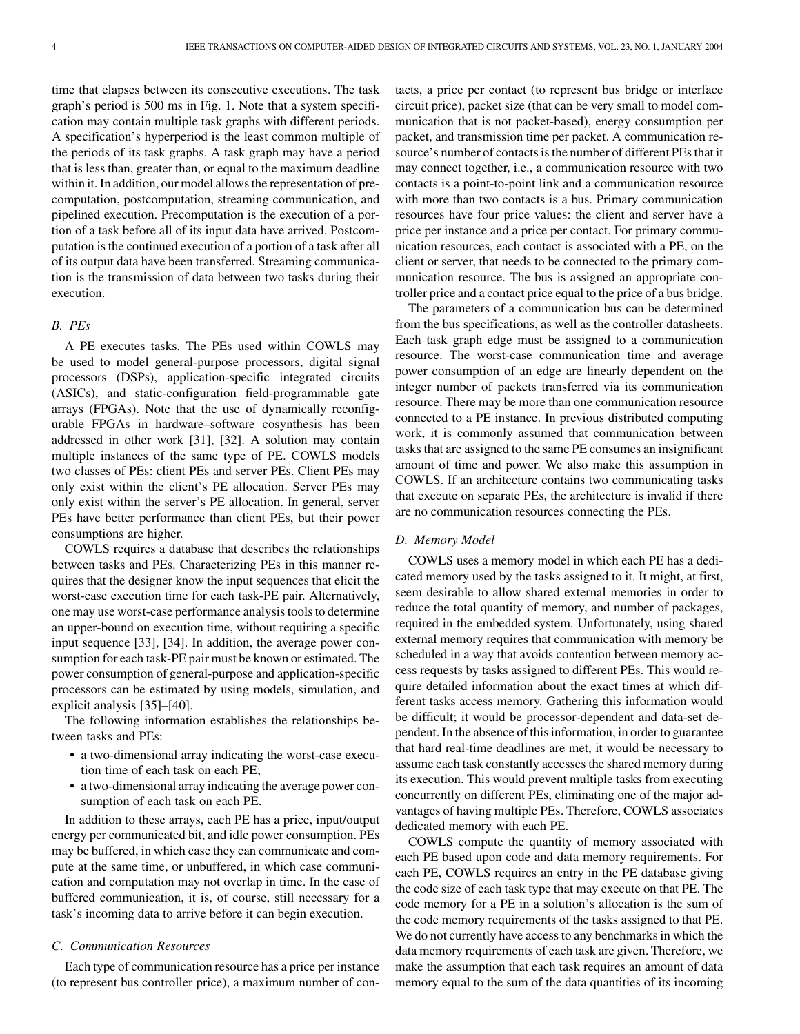time that elapses between its consecutive executions. The task graph's period is 500 ms in Fig. 1. Note that a system specification may contain multiple task graphs with different periods. A specification's hyperperiod is the least common multiple of the periods of its task graphs. A task graph may have a period that is less than, greater than, or equal to the maximum deadline within it. In addition, our model allows the representation of precomputation, postcomputation, streaming communication, and pipelined execution. Precomputation is the execution of a portion of a task before all of its input data have arrived. Postcomputation is the continued execution of a portion of a task after all of its output data have been transferred. Streaming communication is the transmission of data between two tasks during their execution.

### B. PEs

A PE executes tasks. The PEs used within COWLS may be used to model general-purpose processors, digital signal processors (DSPs), application-specific integrated circuits (ASICs), and static-configuration field-programmable gate arrays (FPGAs). Note that the use of dynamically reconfigurable FPGAs in hardware–software cosynthesis has been addressed in other work [31], [32]. A solution may contain multiple instances of the same type of PE. COWLS models two classes of PEs: client PEs and server PEs. Client PEs may only exist within the client's PE allocation. Server PEs may only exist within the server's PE allocation. In general, server PEs have better performance than client PEs, but their power consumptions are higher.

COWLS requires a database that describes the relationships between tasks and PEs. Characterizing PEs in this manner requires that the designer know the input sequences that elicit the worst-case execution time for each task-PE pair. Alternatively, one may use worst-case performance analysis tools to determine an upper-bound on execution time, without requiring a specific input sequence [33], [34]. In addition, the average power consumption for each task-PE pair must be known or estimated. The power consumption of general-purpose and application-specific processors can be estimated by using models, simulation, and explicit analysis [35]–[40].

The following information establishes the relationships between tasks and PEs:

- a two-dimensional array indicating the worst-case execution time of each task on each PE;
- a two-dimensional array indicating the average power consumption of each task on each PE.

In addition to these arrays, each PE has a price, input/output energy per communicated bit, and idle power consumption. PEs may be buffered, in which case they can communicate and compute at the same time, or unbuffered, in which case communication and computation may not overlap in time. In the case of buffered communication, it is, of course, still necessary for a task's incoming data to arrive before it can begin execution.

### C. Communication Resources

Each type of communication resource has a price per instance (to represent bus controller price), a maximum number of contacts, a price per contact (to represent bus bridge or interface circuit price), packet size (that can be very small to model communication that is not packet-based), energy consumption per packet, and transmission time per packet. A communication resource's number of contacts is the number of different PEs that it may connect together, i.e., a communication resource with two contacts is a point-to-point link and a communication resource with more than two contacts is a bus. Primary communication resources have four price values: the client and server have a price per instance and a price per contact. For primary communication resources, each contact is associated with a PE, on the client or server, that needs to be connected to the primary communication resource. The bus is assigned an appropriate controller price and a contact price equal to the price of a bus bridge.

The parameters of a communication bus can be determined from the bus specifications, as well as the controller datasheets. Each task graph edge must be assigned to a communication resource. The worst-case communication time and average power consumption of an edge are linearly dependent on the integer number of packets transferred via its communication resource. There may be more than one communication resource connected to a PE instance. In previous distributed computing work, it is commonly assumed that communication between tasks that are assigned to the same PE consumes an insignificant amount of time and power. We also make this assumption in COWLS. If an architecture contains two communicating tasks that execute on separate PEs, the architecture is invalid if there are no communication resources connecting the PEs.

### D. Memory Model

COWLS uses a memory model in which each PE has a dedicated memory used by the tasks assigned to it. It might, at first, seem desirable to allow shared external memories in order to reduce the total quantity of memory, and number of packages, required in the embedded system. Unfortunately, using shared external memory requires that communication with memory be scheduled in a way that avoids contention between memory access requests by tasks assigned to different PEs. This would require detailed information about the exact times at which different tasks access memory. Gathering this information would be difficult; it would be processor-dependent and data-set dependent. In the absence of this information, in order to guarantee that hard real-time deadlines are met, it would be necessary to assume each task constantly accesses the shared memory during its execution. This would prevent multiple tasks from executing concurrently on different PEs, eliminating one of the major advantages of having multiple PEs. Therefore, COWLS associates dedicated memory with each PE.

COWLS compute the quantity of memory associated with each PE based upon code and data memory requirements. For each PE, COWLS requires an entry in the PE database giving the code size of each task type that may execute on that PE. The code memory for a PE in a solution's allocation is the sum of the code memory requirements of the tasks assigned to that PE. We do not currently have access to any benchmarks in which the data memory requirements of each task are given. Therefore, we make the assumption that each task requires an amount of data memory equal to the sum of the data quantities of its incoming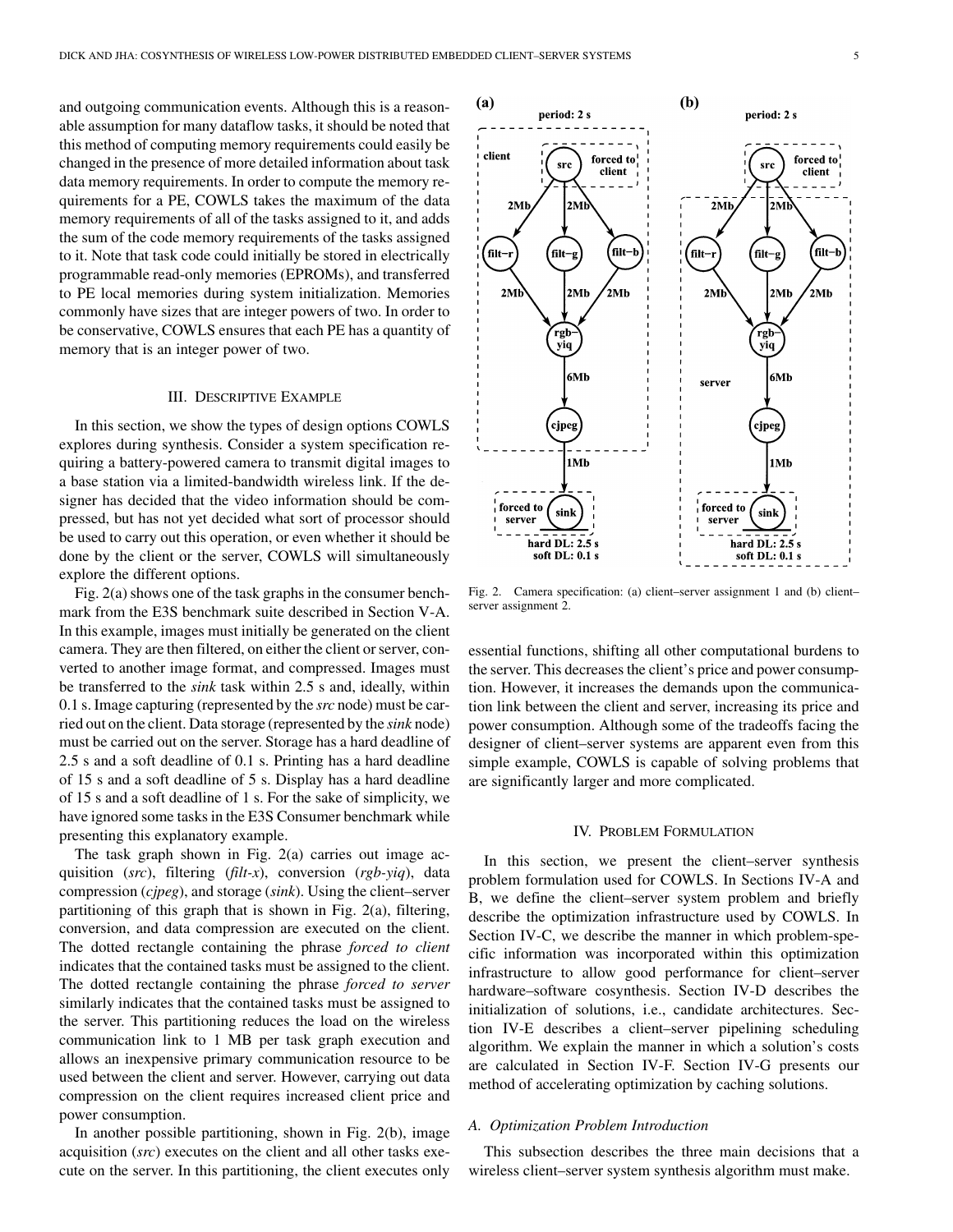and outgoing communication events. Although this is a reasonable assumption for many dataflow tasks, it should be noted that this method of computing memory requirements could easily be changed in the presence of more detailed information about task data memory requirements. In order to compute the memory requirements for a PE, COWLS takes the maximum of the data memory requirements of all of the tasks assigned to it, and adds the sum of the code memory requirements of the tasks assigned to it. Note that task code could initially be stored in electrically programmable read-only memories (EPROMs), and transferred to PE local memories during system initialization. Memories commonly have sizes that are integer powers of two. In order to be conservative, COWLS ensures that each PE has a quantity of memory that is an integer power of two.

## III. Descriptive Example

In this section, we show the types of design options COWLS explores during synthesis. Consider a system specification requiring a battery-powered camera to transmit digital images to a base station via a limited-bandwidth wireless link. If the designer has decided that the video information should be compressed, but has not yet decided what sort of processor should be used to carry out this operation, or even whether it should be done by the client or the server, COWLS will simultaneously explore the different options.

Fig. 2(a) shows one of the task graphs in the consumer benchmark from the E3S benchmark suite described in Section V-A. In this example, images must initially be generated on the client camera. They are then filtered, on either the client or server, converted to another image format, and compressed. Images must be transferred to the *sink* task within 2.5 s and, ideally, within 0.1 s. Image capturing (represented by the *src* node) must be carried out on the client. Data storage (represented by the *sink* node) must be carried out on the server. Storage has a hard deadline of 2.5 s and a soft deadline of 0.1 s. Printing has a hard deadline of 15 s and a soft deadline of 5 s. Display has a hard deadline of 15 s and a soft deadline of 1 s. For the sake of simplicity, we have ignored some tasks in the E3S Consumer benchmark while presenting this explanatory example.

The task graph shown in Fig. 2(a) carries out image acquisition (*src*), filtering (*filt-x*), conversion (*rgb-yiq*), data compression (*cjpeg*), and storage (*sink*). Using the client–server partitioning of this graph that is shown in Fig. 2(a), filtering, conversion, and data compression are executed on the client. The dotted rectangle containing the phrase *forced to client* indicates that the contained tasks must be assigned to the client. The dotted rectangle containing the phrase *forced to server* similarly indicates that the contained tasks must be assigned to the server. This partitioning reduces the load on the wireless communication link to 1 MB per task graph execution and allows an inexpensive primary communication resource to be used between the client and server. However, carrying out data compression on the client requires increased client price and power consumption.

In another possible partitioning, shown in Fig. 2(b), image acquisition (*src*) executes on the client and all other tasks execute on the server. In this partitioning, the client executes only essential functions, shifting all other computational burdens to the server. This decreases the client's price and power consumption. However, it increases the demands upon the communication link between the client and server, increasing its price and power consumption. Although some of the tradeoffs facing the designer of client–server systems are apparent even from this simple example, COWLS is capable of solving problems that are significantly larger and more complicated.

Fig. 2. Camera specification: (a) client–server assignment 1 and (b) client–server assignment 2.

## IV. Problem Formulation

In this section, we present the client–server synthesis problem formulation used for COWLS. In Sections IV-A and B, we define the client–server system problem and briefly describe the optimization infrastructure used by COWLS. In Section IV-C, we describe the manner in which problem-specific information was incorporated within this optimization infrastructure to allow good performance for client–server hardware–software cosynthesis. Section IV-D describes the initialization of solutions, i.e., candidate architectures. Section IV-E describes a client–server pipelining scheduling algorithm. We explain the manner in which a solution's costs are calculated in Section IV-F. Section IV-G presents our method of accelerating optimization by caching solutions.

### A. Optimization Problem Introduction

This subsection describes the three main decisions that a wireless client–server system synthesis algorithm must make.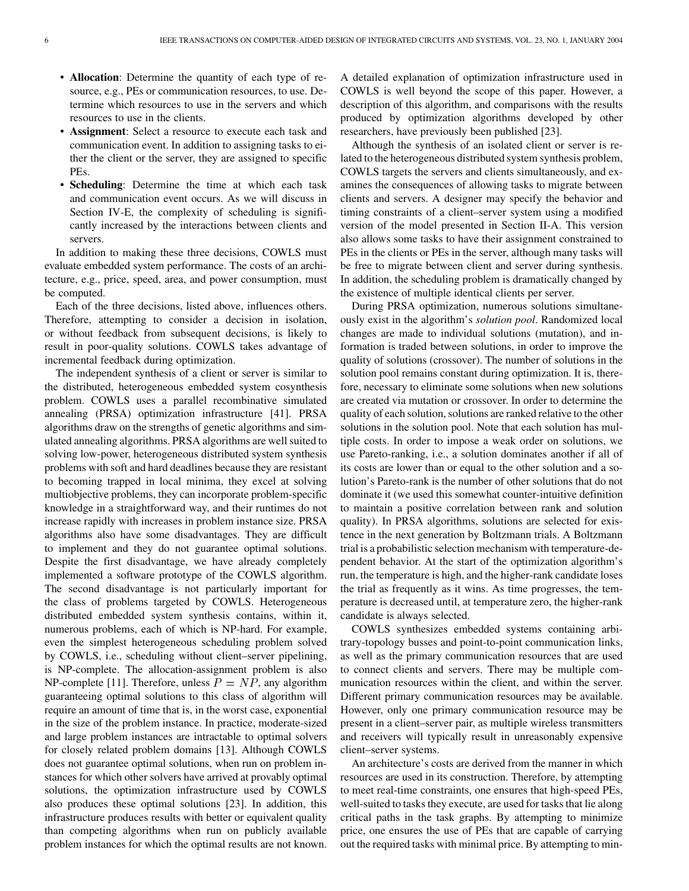- **Allocation**: Determine the quantity of each type of resource, e.g., PEs or communication resources, to use. Determine which resources to use in the servers and which resources to use in the clients.
- **Assignment**: Select a resource to execute each task and communication event. In addition to assigning tasks to either the client or the server, they are assigned to specific PEs.
- **Scheduling**: Determine the time at which each task and communication event occurs. As we will discuss in Section IV-E, the complexity of scheduling is significantly increased by the interactions between clients and servers.

In addition to making these three decisions, COWLS must evaluate embedded system performance. The costs of an architecture, e.g., price, speed, area, and power consumption, must be computed.

Each of the three decisions, listed above, influences others. Therefore, attempting to consider a decision in isolation, or without feedback from subsequent decisions, is likely to result in poor-quality solutions. COWLS takes advantage of incremental feedback during optimization.

The independent synthesis of a client or server is similar to the distributed, heterogeneous embedded system cosynthesis problem. COWLS uses a parallel recombinative simulated annealing (PRSA) optimization infrastructure [41]. PRSA algorithms draw on the strengths of genetic algorithms and simulated annealing algorithms. PRSA algorithms are well suited to solving low-power, heterogeneous distributed system synthesis problems with soft and hard deadlines because they are resistant to becoming trapped in local minima, they excel at solving multiobjective problems, they can incorporate problem-specific knowledge in a straightforward way, and their runtimes do not increase rapidly with increases in problem instance size. PRSA algorithms also have some disadvantages. They are difficult to implement and they do not guarantee optimal solutions. Despite the first disadvantage, we have already completely implemented a software prototype of the COWLS algorithm. The second disadvantage is not particularly important for the class of problems targeted by COWLS. Heterogeneous distributed embedded system synthesis contains, within it, numerous problems, each of which is NP-hard. For example, even the simplest heterogeneous scheduling problem solved by COWLS, i.e., scheduling without client–server pipelining, is NP-complete. The allocation-assignment problem is also NP-complete [11]. Therefore, unless $P = NP$, any algorithm guaranteeing optimal solutions to this class of algorithm will require an amount of time that is, in the worst case, exponential in the size of the problem instance. In practice, moderate-sized and large problem instances are intractable to optimal solvers for closely related problem domains [13]. Although COWLS does not guarantee optimal solutions, when run on problem instances for which other solvers have arrived at provably optimal solutions, the optimization infrastructure used by COWLS also produces these optimal solutions [23]. In addition, this infrastructure produces results with better or equivalent quality than competing algorithms when run on publicly available problem instances for which the optimal results are not known. A detailed explanation of optimization infrastructure used in COWLS is well beyond the scope of this paper. However, a description of this algorithm, and comparisons with the results produced by optimization algorithms developed by other researchers, have previously been published [23].

Although the synthesis of an isolated client or server is related to the heterogeneous distributed system synthesis problem, COWLS targets the servers and clients simultaneously, and examines the consequences of allowing tasks to migrate between clients and servers. A designer may specify the behavior and timing constraints of a client–server system using a modified version of the model presented in Section II-A. This version also allows some tasks to have their assignment constrained to PEs in the clients or PEs in the server, although many tasks will be free to migrate between client and server during synthesis. In addition, the scheduling problem is dramatically changed by the existence of multiple identical clients per server.

During PRSA optimization, numerous solutions simultaneously exist in the algorithm's *solution pool*. Randomized local changes are made to individual solutions (mutation), and information is traded between solutions, in order to improve the quality of solutions (crossover). The number of solutions in the solution pool remains constant during optimization. It is, therefore, necessary to eliminate some solutions when new solutions are created via mutation or crossover. In order to determine the quality of each solution, solutions are ranked relative to the other solutions in the solution pool. Note that each solution has multiple costs. In order to impose a weak order on solutions, we use Pareto-ranking, i.e., a solution dominates another if all of its costs are lower than or equal to the other solution and a solution's Pareto-rank is the number of other solutions that do not dominate it (we used this somewhat counter-intuitive definition to maintain a positive correlation between rank and solution quality). In PRSA algorithms, solutions are selected for existence in the next generation by Boltzmann trials. A Boltzmann trial is a probabilistic selection mechanism with temperature-dependent behavior. At the start of the optimization algorithm's run, the temperature is high, and the higher-rank candidate loses the trial as frequently as it wins. As time progresses, the temperature is decreased until, at temperature zero, the higher-rank candidate is always selected.

COWLS synthesizes embedded systems containing arbitrary-topology busses and point-to-point communication links, as well as the primary communication resources that are used to connect clients and servers. There may be multiple communication resources within the client, and within the server. Different primary communication resources may be available. However, only one primary communication resource may be present in a client–server pair, as multiple wireless transmitters and receivers will typically result in unreasonably expensive client–server systems.

An architecture's costs are derived from the manner in which resources are used in its construction. Therefore, by attempting to meet real-time constraints, one ensures that high-speed PEs, well-suited to tasks they execute, are used for tasks that lie along critical paths in the task graphs. By attempting to minimize price, one ensures the use of PEs that are capable of carrying out the required tasks with minimal price. By attempting to min-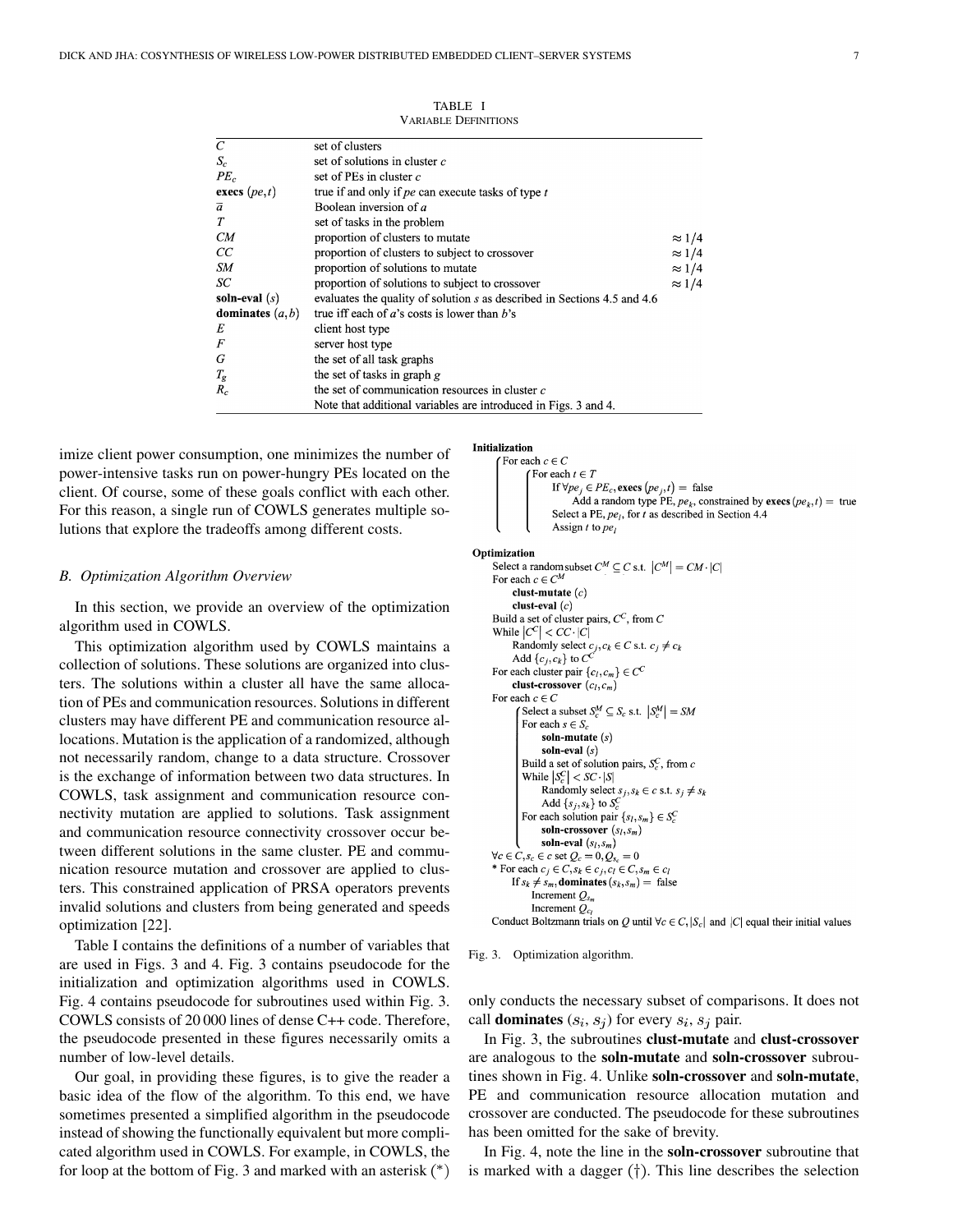TABLE I
VARIABLE DEFINITIONS

| | | |
|---|---|---|
| $C$ | set of clusters | |
| $S_c$ | set of solutions in cluster $c$ | |
| $PE_c$ | set of PEs in cluster $c$ | |
| **execs** $(pe,t)$ | true if and only if $pe$ can execute tasks of type $t$ | |
| $\overline{a}$ | Boolean inversion of $a$ | |
| $T$ | set of tasks in the problem | |
| $CM$ | proportion of clusters to mutate | $\approx 1/4$ |
| $CC$ | proportion of clusters to subject to crossover | $\approx 1/4$ |
| $SM$ | proportion of solutions to mutate | $\approx 1/4$ |
| $SC$ | proportion of solutions to subject to crossover | $\approx 1/4$ |
| **soln-eval** $(s)$ | evaluates the quality of solution $s$ as described in Sections 4.5 and 4.6 | |
| **dominates** $(a,b)$ | true iff each of $a$'s costs is lower than $b$'s | |
| $E$ | client host type | |
| $F$ | server host type | |
| $G$ | the set of all task graphs | |
| $T_g$ | the set of tasks in graph $g$ | |
| $R_c$ | the set of communication resources in cluster $c$ | |
| | Note that additional variables are introduced in Figs. 3 and 4. | |

imize client power consumption, one minimizes the number of power-intensive tasks run on power-hungry PEs located on the client. Of course, some of these goals conflict with each other. For this reason, a single run of COWLS generates multiple solutions that explore the tradeoffs among different costs.

### B. Optimization Algorithm Overview

In this section, we provide an overview of the optimization algorithm used in COWLS.

This optimization algorithm used by COWLS maintains a collection of solutions. These solutions are organized into clusters. The solutions within a cluster all have the same allocation of PEs and communication resources. Solutions in different clusters may have different PE and communication resource allocations. Mutation is the application of a randomized, although not necessarily random, change to a data structure. Crossover is the exchange of information between two data structures. In COWLS, task assignment and communication resource connectivity mutation are applied to solutions. Task assignment and communication resource connectivity crossover occur between different solutions in the same cluster. PE and communication resource mutation and crossover are applied to clusters. This constrained application of PRSA operators prevents invalid solutions and clusters from being generated and speeds optimization [22].

Table I contains the definitions of a number of variables that are used in Figs. 3 and 4. Fig. 3 contains pseudocode for the initialization and optimization algorithms used in COWLS. Fig. 4 contains pseudocode for subroutines used within Fig. 3. COWLS consists of 20 000 lines of dense C++ code. Therefore, the pseudocode presented in these figures necessarily omits a number of low-level details.

Our goal, in providing these figures, is to give the reader a basic idea of the flow of the algorithm. To this end, we have sometimes presented a simplified algorithm in the pseudocode instead of showing the functionally equivalent but more complicated algorithm used in COWLS. For example, in COWLS, the for loop at the bottom of Fig. 3 and marked with an asterisk (*)

```
Initialization
  For each c ∈ C
      For each t ∈ T
          If ∀pe_j ∈ PE_c, execs(pe_j, t) = false
              Add a random type PE, pe_k, constrained by execs(pe_k, t) = true
          Select a PE, pe_l, for t as described in Section 4.4
          Assign t to pe_l

Optimization
  Select a random subset C^M ⊆ C s.t. |C^M| = CM · |C|
  For each c ∈ C^M
      clust-mutate(c)
      clust-eval(c)
  Build a set of cluster pairs, C^C, from C
  While |C^C| < CC · |C|
      Randomly select c_j, c_k ∈ C s.t. c_j ≠ c_k
      Add {c_j, c_k} to C^C
  For each cluster pair {c_l, c_m} ∈ C^C
      clust-crossover(c_l, c_m)
  For each c ∈ C
      Select a subset S_c^M ⊆ S_c s.t. |S_c^M| = SM
      For each s ∈ S_c
          soln-mutate(s)
          soln-eval(s)
      Build a set of solution pairs, S_c^C, from c
      While |S_c^C| < SC · |S|
          Randomly select s_j, s_k ∈ c s.t. s_j ≠ s_k
          Add {s_j, s_k} to S_c^C
      For each solution pair {s_l, s_m} ∈ S_c^C
          soln-crossover(s_l, s_m)
          soln-eval(s_l, s_m)
  ∀c ∈ C, s_c ∈ c set Q_c = 0, Q_{s_c} = 0
  * For each c_j ∈ C, s_k ∈ c_j, c_l ∈ C, s_m ∈ c_l
      If s_k ≠ s_m, dominates(s_k, s_m) = false
          Increment Q_{s_m}
          Increment Q_{c_l}
  Conduct Boltzmann trials on Q until ∀c ∈ C, |S_c| and |C| equal their initial values
```

Fig. 3. Optimization algorithm.

only conducts the necessary subset of comparisons. It does not call **dominates** $(s_i, s_j)$ for every $s_i$, $s_j$ pair.

In Fig. 3, the subroutines **clust-mutate** and **clust-crossover** are analogous to the **soln-mutate** and **soln-crossover** subroutines shown in Fig. 4. Unlike **soln-crossover** and **soln-mutate**, PE and communication resource allocation mutation and crossover are conducted. The pseudocode for these subroutines has been omitted for the sake of brevity.

In Fig. 4, note the line in the **soln-crossover** subroutine that is marked with a dagger (†). This line describes the selection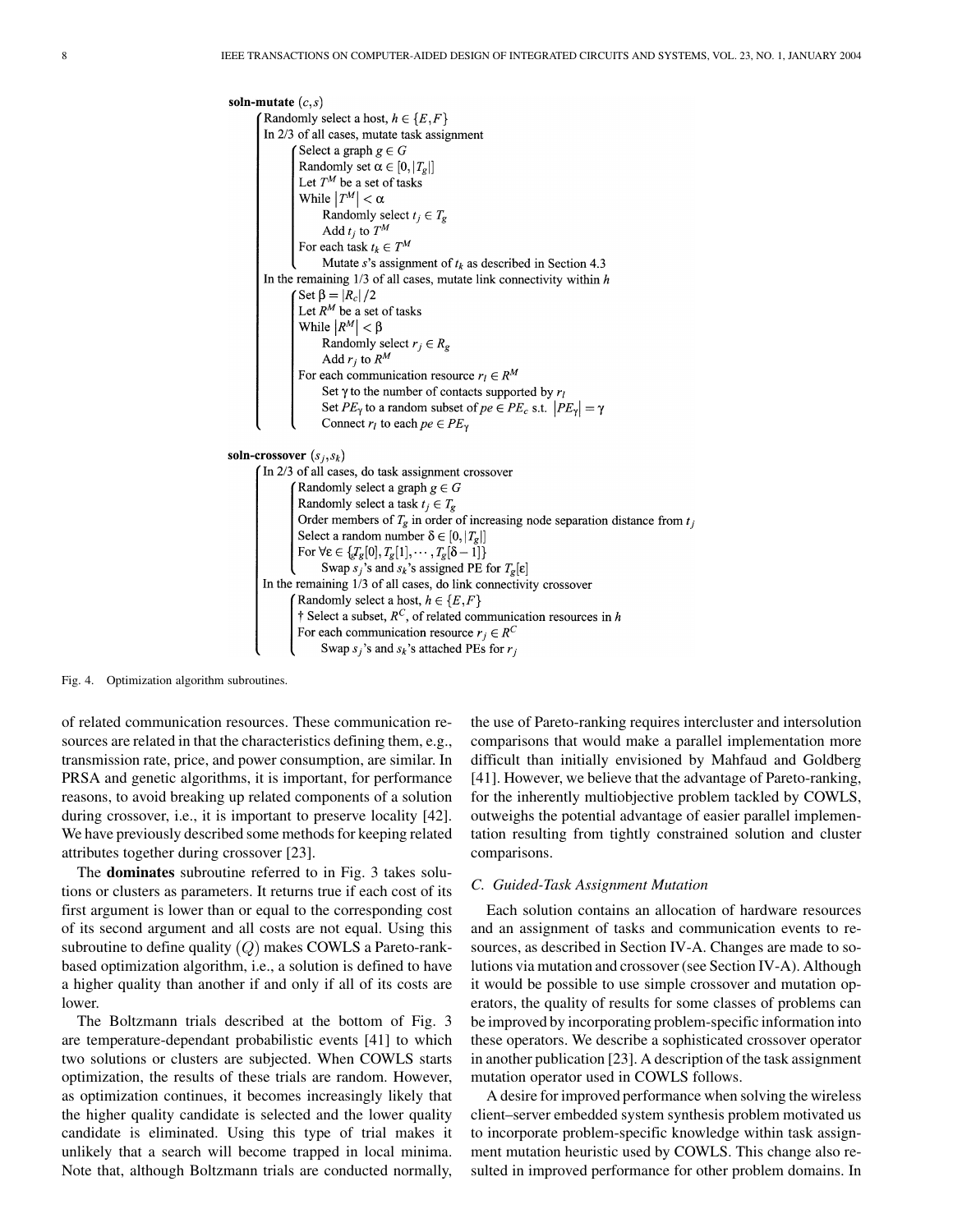**soln-mutate** $(c, s)$

```
Randomly select a host, h ∈ {E,F}
In 2/3 of all cases, mutate task assignment
    Select a graph g ∈ G
    Randomly set α ∈ [0,|T_g|]
    Let T^M be a set of tasks
    While |T^M| < α
        Randomly select t_j ∈ T_g
        Add t_j to T^M
    For each task t_k ∈ T^M
        Mutate s's assignment of t_k as described in Section 4.3
In the remaining 1/3 of all cases, mutate link connectivity within h
    Set β = |R_c|/2
    Let R^M be a set of tasks
    While |R^M| < β
        Randomly select r_j ∈ R_g
        Add r_j to R^M
    For each communication resource r_l ∈ R^M
        Set γ to the number of contacts supported by r_l
        Set PE_γ to a random subset of pe ∈ PE_c s.t. |PE_γ| = γ
        Connect r_l to each pe ∈ PE_γ
```

**soln-crossover** $(s_j, s_k)$

```
In 2/3 of all cases, do task assignment crossover
    Randomly select a graph g ∈ G
    Randomly select a task t_j ∈ T_g
    Order members of T_g in order of increasing node separation distance from t_j
    Select a random number δ ∈ [0,|T_g|]
    For ∀ε ∈ {T_g[0], T_g[1], ···, T_g[δ − 1]}
        Swap s_j's and s_k's assigned PE for T_g[ε]
In the remaining 1/3 of all cases, do link connectivity crossover
    Randomly select a host, h ∈ {E,F}
    † Select a subset, R^C, of related communication resources in h
    For each communication resource r_j ∈ R^C
        Swap s_j's and s_k's attached PEs for r_j
```

Fig. 4. Optimization algorithm subroutines.

of related communication resources. These communication resources are related in that the characteristics defining them, e.g., transmission rate, price, and power consumption, are similar. In PRSA and genetic algorithms, it is important, for performance reasons, to avoid breaking up related components of a solution during crossover, i.e., it is important to preserve locality [42]. We have previously described some methods for keeping related attributes together during crossover [23].

The **dominates** subroutine referred to in Fig. 3 takes solutions or clusters as parameters. It returns true if each cost of its first argument is lower than or equal to the corresponding cost of its second argument and all costs are not equal. Using this subroutine to define quality $(Q)$ makes COWLS a Pareto-rank-based optimization algorithm, i.e., a solution is defined to have a higher quality than another if and only if all of its costs are lower.

The Boltzmann trials described at the bottom of Fig. 3 are temperature-dependant probabilistic events [41] to which two solutions or clusters are subjected. When COWLS starts optimization, the results of these trials are random. However, as optimization continues, it becomes increasingly likely that the higher quality candidate is selected and the lower quality candidate is eliminated. Using this type of trial makes it unlikely that a search will become trapped in local minima. Note that, although Boltzmann trials are conducted normally, the use of Pareto-ranking requires intercluster and intersolution comparisons that would make a parallel implementation more difficult than initially envisioned by Mahfaud and Goldberg [41]. However, we believe that the advantage of Pareto-ranking, for the inherently multiobjective problem tackled by COWLS, outweighs the potential advantage of easier parallel implementation resulting from tightly constrained solution and cluster comparisons.

### C. Guided-Task Assignment Mutation

Each solution contains an allocation of hardware resources and an assignment of tasks and communication events to resources, as described in Section IV-A. Changes are made to solutions via mutation and crossover (see Section IV-A). Although it would be possible to use simple crossover and mutation operators, the quality of results for some classes of problems can be improved by incorporating problem-specific information into these operators. We describe a sophisticated crossover operator in another publication [23]. A description of the task assignment mutation operator used in COWLS follows.

A desire for improved performance when solving the wireless client–server embedded system synthesis problem motivated us to incorporate problem-specific knowledge within task assignment mutation heuristic used by COWLS. This change also resulted in improved performance for other problem domains. In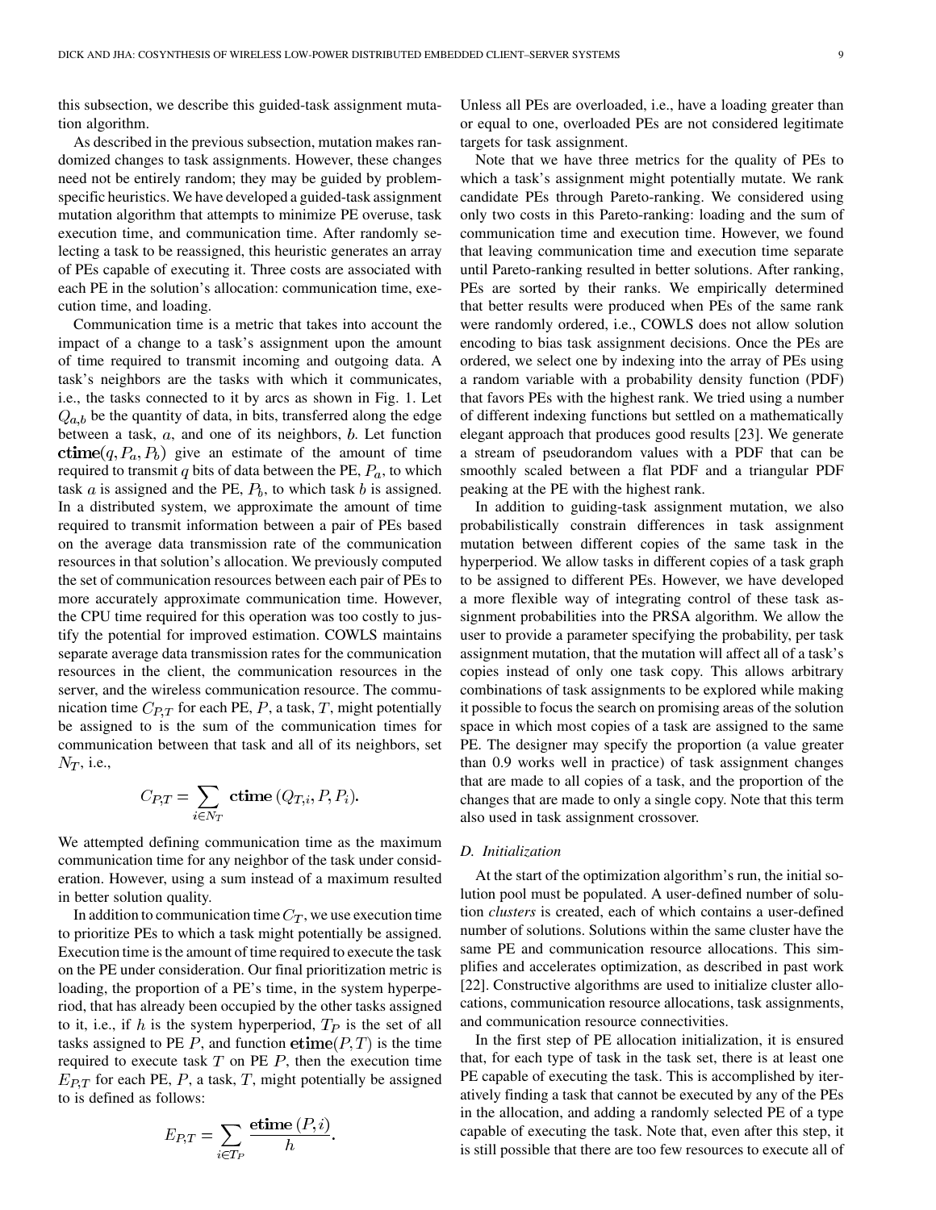this subsection, we describe this guided-task assignment mutation algorithm.

As described in the previous subsection, mutation makes randomized changes to task assignments. However, these changes need not be entirely random; they may be guided by problem-specific heuristics. We have developed a guided-task assignment mutation algorithm that attempts to minimize PE overuse, task execution time, and communication time. After randomly selecting a task to be reassigned, this heuristic generates an array of PEs capable of executing it. Three costs are associated with each PE in the solution's allocation: communication time, execution time, and loading.

Communication time is a metric that takes into account the impact of a change to a task's assignment upon the amount of time required to transmit incoming and outgoing data. A task's neighbors are the tasks with which it communicates, i.e., the tasks connected to it by arcs as shown in Fig. 1. Let $Q_{a,b}$ be the quantity of data, in bits, transferred along the edge between a task, $a$, and one of its neighbors, $b$. Let function $\textbf{ctime}(q, P_a, P_b)$ give an estimate of the amount of time required to transmit $q$ bits of data between the PE, $P_a$, to which task $a$ is assigned and the PE, $P_b$, to which task $b$ is assigned. In a distributed system, we approximate the amount of time required to transmit information between a pair of PEs based on the average data transmission rate of the communication resources in that solution's allocation. We previously computed the set of communication resources between each pair of PEs to more accurately approximate communication time. However, the CPU time required for this operation was too costly to justify the potential for improved estimation. COWLS maintains separate average data transmission rates for the communication resources in the client, the communication resources in the server, and the wireless communication resource. The communication time $C_{P,T}$ for each PE, $P$, a task, $T$, might potentially be assigned to is the sum of the communication times for communication between that task and all of its neighbors, set $N_T$, i.e.,

$$C_{P,T} = \sum_{i \in N_T} \textbf{ctime}\,(Q_{T,i}, P, P_i).$$

We attempted defining communication time as the maximum communication time for any neighbor of the task under consideration. However, using a sum instead of a maximum resulted in better solution quality.

In addition to communication time $C_T$, we use execution time to prioritize PEs to which a task might potentially be assigned. Execution time is the amount of time required to execute the task on the PE under consideration. Our final prioritization metric is loading, the proportion of a PE's time, in the system hyperperiod, that has already been occupied by the other tasks assigned to it, i.e., if $h$ is the system hyperperiod, $T_P$ is the set of all tasks assigned to PE $P$, and function $\textbf{etime}(P, T)$ is the time required to execute task $T$ on PE $P$, then the execution time $E_{P,T}$ for each PE, $P$, a task, $T$, might potentially be assigned to is defined as follows:

$$E_{P,T} = \sum_{i \in T_P} \frac{\textbf{etime}\,(P, i)}{h}.$$

Unless all PEs are overloaded, i.e., have a loading greater than or equal to one, overloaded PEs are not considered legitimate targets for task assignment.

Note that we have three metrics for the quality of PEs to which a task's assignment might potentially mutate. We rank candidate PEs through Pareto-ranking. We considered using only two costs in this Pareto-ranking: loading and the sum of communication time and execution time. However, we found that leaving communication time and execution time separate until Pareto-ranking resulted in better solutions. After ranking, PEs are sorted by their ranks. We empirically determined that better results were produced when PEs of the same rank were randomly ordered, i.e., COWLS does not allow solution encoding to bias task assignment decisions. Once the PEs are ordered, we select one by indexing into the array of PEs using a random variable with a probability density function (PDF) that favors PEs with the highest rank. We tried using a number of different indexing functions but settled on a mathematically elegant approach that produces good results [23]. We generate a stream of pseudorandom values with a PDF that can be smoothly scaled between a flat PDF and a triangular PDF peaking at the PE with the highest rank.

In addition to guiding-task assignment mutation, we also probabilistically constrain differences in task assignment mutation between different copies of the same task in the hyperperiod. We allow tasks in different copies of a task graph to be assigned to different PEs. However, we have developed a more flexible way of integrating control of these task assignment probabilities into the PRSA algorithm. We allow the user to provide a parameter specifying the probability, per task assignment mutation, that the mutation will affect all of a task's copies instead of only one task copy. This allows arbitrary combinations of task assignments to be explored while making it possible to focus the search on promising areas of the solution space in which most copies of a task are assigned to the same PE. The designer may specify the proportion (a value greater than 0.9 works well in practice) of task assignment changes that are made to all copies of a task, and the proportion of the changes that are made to only a single copy. Note that this term also used in task assignment crossover.

### *D. Initialization*

At the start of the optimization algorithm's run, the initial solution pool must be populated. A user-defined number of solution *clusters* is created, each of which contains a user-defined number of solutions. Solutions within the same cluster have the same PE and communication resource allocations. This simplifies and accelerates optimization, as described in past work [22]. Constructive algorithms are used to initialize cluster allocations, communication resource allocations, task assignments, and communication resource connectivities.

In the first step of PE allocation initialization, it is ensured that, for each type of task in the task set, there is at least one PE capable of executing the task. This is accomplished by iteratively finding a task that cannot be executed by any of the PEs in the allocation, and adding a randomly selected PE of a type capable of executing the task. Note that, even after this step, it is still possible that there are too few resources to execute all of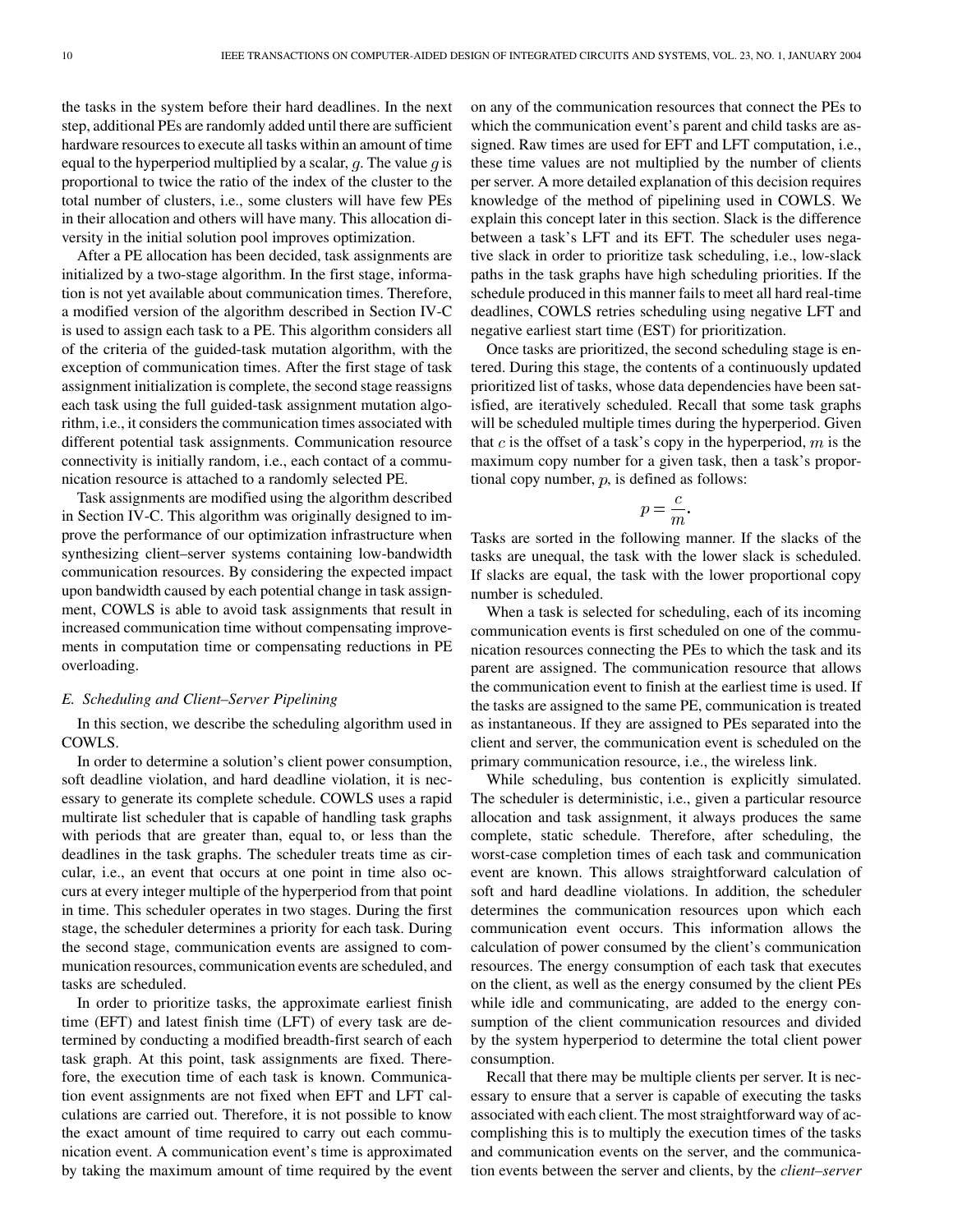the tasks in the system before their hard deadlines. In the next step, additional PEs are randomly added until there are sufficient hardware resources to execute all tasks within an amount of time equal to the hyperperiod multiplied by a scalar, $g$. The value $g$ is proportional to twice the ratio of the index of the cluster to the total number of clusters, i.e., some clusters will have few PEs in their allocation and others will have many. This allocation diversity in the initial solution pool improves optimization.

After a PE allocation has been decided, task assignments are initialized by a two-stage algorithm. In the first stage, information is not yet available about communication times. Therefore, a modified version of the algorithm described in Section IV-C is used to assign each task to a PE. This algorithm considers all of the criteria of the guided-task mutation algorithm, with the exception of communication times. After the first stage of task assignment initialization is complete, the second stage reassigns each task using the full guided-task assignment mutation algorithm, i.e., it considers the communication times associated with different potential task assignments. Communication resource connectivity is initially random, i.e., each contact of a communication resource is attached to a randomly selected PE.

Task assignments are modified using the algorithm described in Section IV-C. This algorithm was originally designed to improve the performance of our optimization infrastructure when synthesizing client–server systems containing low-bandwidth communication resources. By considering the expected impact upon bandwidth caused by each potential change in task assignment, COWLS is able to avoid task assignments that result in increased communication time without compensating improvements in computation time or compensating reductions in PE overloading.

### E. Scheduling and Client–Server Pipelining

In this section, we describe the scheduling algorithm used in COWLS.

In order to determine a solution's client power consumption, soft deadline violation, and hard deadline violation, it is necessary to generate its complete schedule. COWLS uses a rapid multirate list scheduler that is capable of handling task graphs with periods that are greater than, equal to, or less than the deadlines in the task graphs. The scheduler treats time as circular, i.e., an event that occurs at one point in time also occurs at every integer multiple of the hyperperiod from that point in time. This scheduler operates in two stages. During the first stage, the scheduler determines a priority for each task. During the second stage, communication events are assigned to communication resources, communication events are scheduled, and tasks are scheduled.

In order to prioritize tasks, the approximate earliest finish time (EFT) and latest finish time (LFT) of every task are determined by conducting a modified breadth-first search of each task graph. At this point, task assignments are fixed. Therefore, the execution time of each task is known. Communication event assignments are not fixed when EFT and LFT calculations are carried out. Therefore, it is not possible to know the exact amount of time required to carry out each communication event. A communication event's time is approximated by taking the maximum amount of time required by the event on any of the communication resources that connect the PEs to which the communication event's parent and child tasks are assigned. Raw times are used for EFT and LFT computation, i.e., these time values are not multiplied by the number of clients per server. A more detailed explanation of this decision requires knowledge of the method of pipelining used in COWLS. We explain this concept later in this section. Slack is the difference between a task's LFT and its EFT. The scheduler uses negative slack in order to prioritize task scheduling, i.e., low-slack paths in the task graphs have high scheduling priorities. If the schedule produced in this manner fails to meet all hard real-time deadlines, COWLS retries scheduling using negative LFT and negative earliest start time (EST) for prioritization.

Once tasks are prioritized, the second scheduling stage is entered. During this stage, the contents of a continuously updated prioritized list of tasks, whose data dependencies have been satisfied, are iteratively scheduled. Recall that some task graphs will be scheduled multiple times during the hyperperiod. Given that $c$ is the offset of a task's copy in the hyperperiod, $m$ is the maximum copy number for a given task, then a task's proportional copy number, $p$, is defined as follows:

$$p = \frac{c}{m}.$$

Tasks are sorted in the following manner. If the slacks of the tasks are unequal, the task with the lower slack is scheduled. If slacks are equal, the task with the lower proportional copy number is scheduled.

When a task is selected for scheduling, each of its incoming communication events is first scheduled on one of the communication resources connecting the PEs to which the task and its parent are assigned. The communication resource that allows the communication event to finish at the earliest time is used. If the tasks are assigned to the same PE, communication is treated as instantaneous. If they are assigned to PEs separated into the client and server, the communication event is scheduled on the primary communication resource, i.e., the wireless link.

While scheduling, bus contention is explicitly simulated. The scheduler is deterministic, i.e., given a particular resource allocation and task assignment, it always produces the same complete, static schedule. Therefore, after scheduling, the worst-case completion times of each task and communication event are known. This allows straightforward calculation of soft and hard deadline violations. In addition, the scheduler determines the communication resources upon which each communication event occurs. This information allows the calculation of power consumed by the client's communication resources. The energy consumption of each task that executes on the client, as well as the energy consumed by the client PEs while idle and communicating, are added to the energy consumption of the client communication resources and divided by the system hyperperiod to determine the total client power consumption.

Recall that there may be multiple clients per server. It is necessary to ensure that a server is capable of executing the tasks associated with each client. The most straightforward way of accomplishing this is to multiply the execution times of the tasks and communication events on the server, and the communication events between the server and clients, by the *client–server*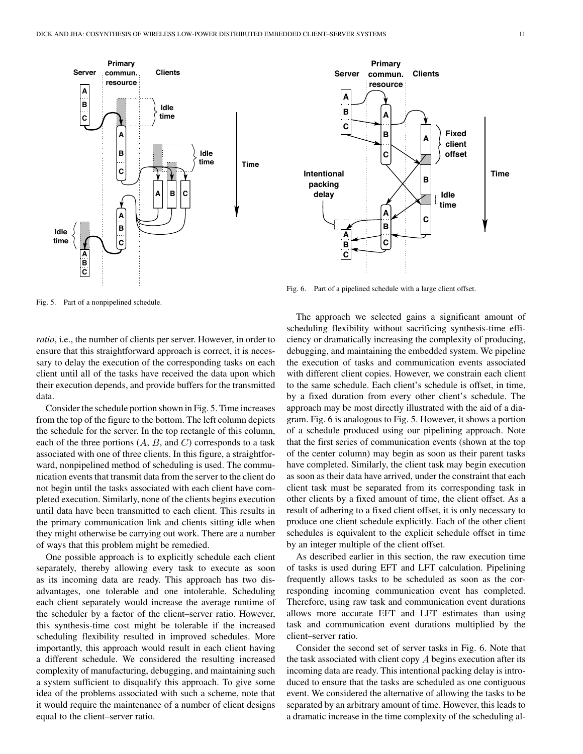Fig. 5. Part of a nonpipelined schedule.

Fig. 6. Part of a pipelined schedule with a large client offset.

*ratio*, i.e., the number of clients per server. However, in order to ensure that this straightforward approach is correct, it is necessary to delay the execution of the corresponding tasks on each client until all of the tasks have received the data upon which their execution depends, and provide buffers for the transmitted data.

Consider the schedule portion shown in Fig. 5. Time increases from the top of the figure to the bottom. The left column depicts the schedule for the server. In the top rectangle of this column, each of the three portions ($A$, $B$, and $C$) corresponds to a task associated with one of three clients. In this figure, a straightforward, nonpipelined method of scheduling is used. The communication events that transmit data from the server to the client do not begin until the tasks associated with each client have completed execution. Similarly, none of the clients begins execution until data have been transmitted to each client. This results in the primary communication link and clients sitting idle when they might otherwise be carrying out work. There are a number of ways that this problem might be remedied.

One possible approach is to explicitly schedule each client separately, thereby allowing every task to execute as soon as its incoming data are ready. This approach has two disadvantages, one tolerable and one intolerable. Scheduling each client separately would increase the average runtime of the scheduler by a factor of the client–server ratio. However, this synthesis-time cost might be tolerable if the increased scheduling flexibility resulted in improved schedules. More importantly, this approach would result in each client having a different schedule. We considered the resulting increased complexity of manufacturing, debugging, and maintaining such a system sufficient to disqualify this approach. To give some idea of the problems associated with such a scheme, note that it would require the maintenance of a number of client designs equal to the client–server ratio.

The approach we selected gains a significant amount of scheduling flexibility without sacrificing synthesis-time efficiency or dramatically increasing the complexity of producing, debugging, and maintaining the embedded system. We pipeline the execution of tasks and communication events associated with different client copies. However, we constrain each client to the same schedule. Each client's schedule is offset, in time, by a fixed duration from every other client's schedule. The approach may be most directly illustrated with the aid of a diagram. Fig. 6 is analogous to Fig. 5. However, it shows a portion of a schedule produced using our pipelining approach. Note that the first series of communication events (shown at the top of the center column) may begin as soon as their parent tasks have completed. Similarly, the client task may begin execution as soon as their data have arrived, under the constraint that each client task must be separated from its corresponding task in other clients by a fixed amount of time, the client offset. As a result of adhering to a fixed client offset, it is only necessary to produce one client schedule explicitly. Each of the other client schedules is equivalent to the explicit schedule offset in time by an integer multiple of the client offset.

As described earlier in this section, the raw execution time of tasks is used during EFT and LFT calculation. Pipelining frequently allows tasks to be scheduled as soon as the corresponding incoming communication event has completed. Therefore, using raw task and communication event durations allows more accurate EFT and LFT estimates than using task and communication event durations multiplied by the client–server ratio.

Consider the second set of server tasks in Fig. 6. Note that the task associated with client copy $A$ begins execution after its incoming data are ready. This intentional packing delay is introduced to ensure that the tasks are scheduled as one contiguous event. We considered the alternative of allowing the tasks to be separated by an arbitrary amount of time. However, this leads to a dramatic increase in the time complexity of the scheduling al-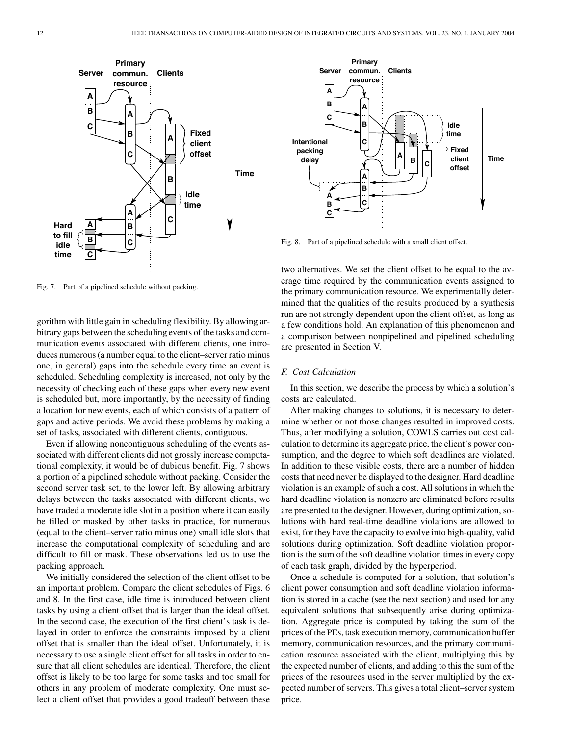Fig. 7. Part of a pipelined schedule without packing.

Fig. 8. Part of a pipelined schedule with a small client offset.

gorithm with little gain in scheduling flexibility. By allowing arbitrary gaps between the scheduling events of the tasks and communication events associated with different clients, one introduces numerous (a number equal to the client–server ratio minus one, in general) gaps into the schedule every time an event is scheduled. Scheduling complexity is increased, not only by the necessity of checking each of these gaps when every new event is scheduled but, more importantly, by the necessity of finding a location for new events, each of which consists of a pattern of gaps and active periods. We avoid these problems by making a set of tasks, associated with different clients, contiguous.

Even if allowing noncontiguous scheduling of the events associated with different clients did not grossly increase computational complexity, it would be of dubious benefit. Fig. 7 shows a portion of a pipelined schedule without packing. Consider the second server task set, to the lower left. By allowing arbitrary delays between the tasks associated with different clients, we have traded a moderate idle slot in a position where it can easily be filled or masked by other tasks in practice, for numerous (equal to the client–server ratio minus one) small idle slots that increase the computational complexity of scheduling and are difficult to fill or mask. These observations led us to use the packing approach.

We initially considered the selection of the client offset to be an important problem. Compare the client schedules of Figs. 6 and 8. In the first case, idle time is introduced between client tasks by using a client offset that is larger than the ideal offset. In the second case, the execution of the first client's task is delayed in order to enforce the constraints imposed by a client offset that is smaller than the ideal offset. Unfortunately, it is necessary to use a single client offset for all tasks in order to ensure that all client schedules are identical. Therefore, the client offset is likely to be too large for some tasks and too small for others in any problem of moderate complexity. One must select a client offset that provides a good tradeoff between these two alternatives. We set the client offset to be equal to the average time required by the communication events assigned to the primary communication resource. We experimentally determined that the qualities of the results produced by a synthesis run are not strongly dependent upon the client offset, as long as a few conditions hold. An explanation of this phenomenon and a comparison between nonpipelined and pipelined scheduling are presented in Section V.

### F. Cost Calculation

In this section, we describe the process by which a solution's costs are calculated.

After making changes to solutions, it is necessary to determine whether or not those changes resulted in improved costs. Thus, after modifying a solution, COWLS carries out cost calculation to determine its aggregate price, the client's power consumption, and the degree to which soft deadlines are violated. In addition to these visible costs, there are a number of hidden costs that need never be displayed to the designer. Hard deadline violation is an example of such a cost. All solutions in which the hard deadline violation is nonzero are eliminated before results are presented to the designer. However, during optimization, solutions with hard real-time deadline violations are allowed to exist, for they have the capacity to evolve into high-quality, valid solutions during optimization. Soft deadline violation proportion is the sum of the soft deadline violation times in every copy of each task graph, divided by the hyperperiod.

Once a schedule is computed for a solution, that solution's client power consumption and soft deadline violation information is stored in a cache (see the next section) and used for any equivalent solutions that subsequently arise during optimization. Aggregate price is computed by taking the sum of the prices of the PEs, task execution memory, communication buffer memory, communication resources, and the primary communication resource associated with the client, multiplying this by the expected number of clients, and adding to this the sum of the prices of the resources used in the server multiplied by the expected number of servers. This gives a total client–server system price.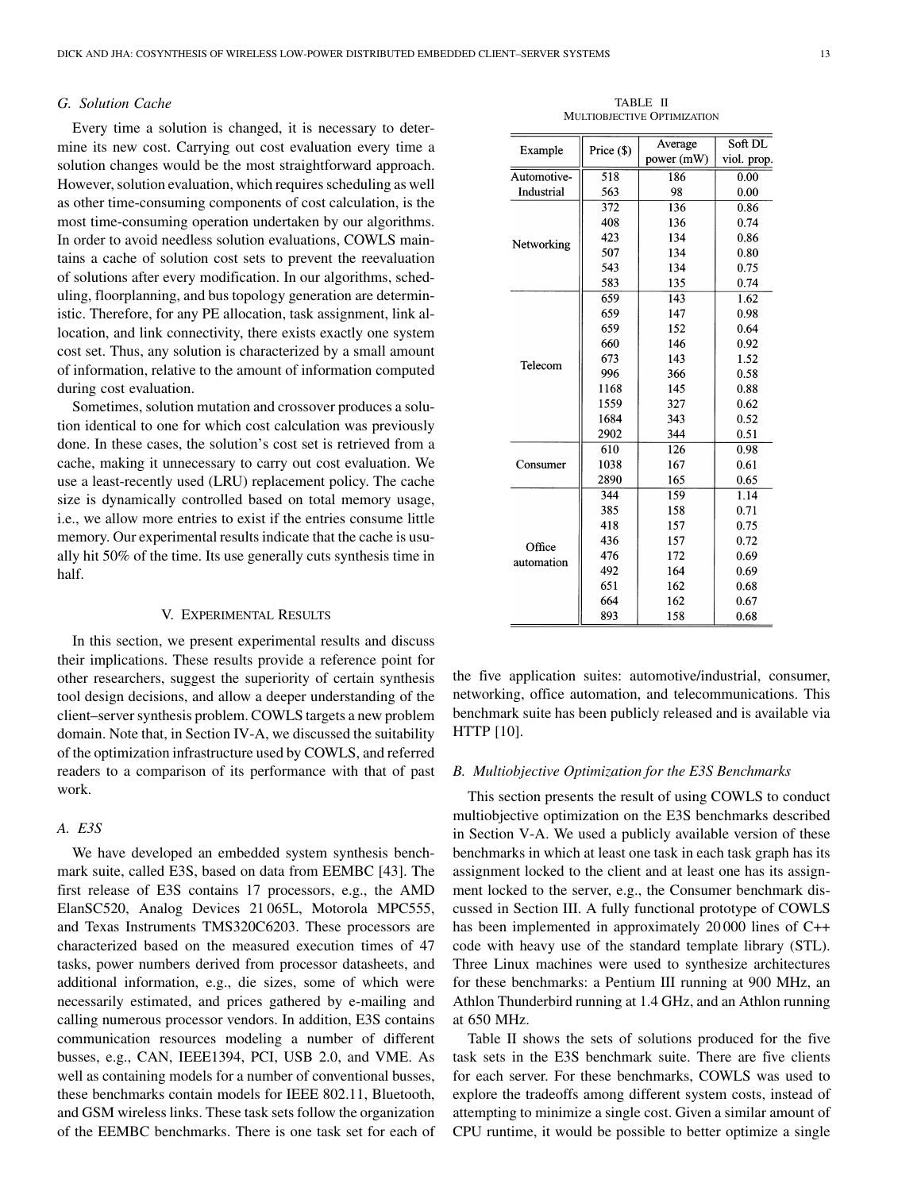### G. Solution Cache

Every time a solution is changed, it is necessary to determine its new cost. Carrying out cost evaluation every time a solution changes would be the most straightforward approach. However, solution evaluation, which requires scheduling as well as other time-consuming components of cost calculation, is the most time-consuming operation undertaken by our algorithms. In order to avoid needless solution evaluations, COWLS maintains a cache of solution cost sets to prevent the reevaluation of solutions after every modification. In our algorithms, scheduling, floorplanning, and bus topology generation are deterministic. Therefore, for any PE allocation, task assignment, link allocation, and link connectivity, there exists exactly one system cost set. Thus, any solution is characterized by a small amount of information, relative to the amount of information computed during cost evaluation.

Sometimes, solution mutation and crossover produces a solution identical to one for which cost calculation was previously done. In these cases, the solution's cost set is retrieved from a cache, making it unnecessary to carry out cost evaluation. We use a least-recently used (LRU) replacement policy. The cache size is dynamically controlled based on total memory usage, i.e., we allow more entries to exist if the entries consume little memory. Our experimental results indicate that the cache is usually hit 50% of the time. Its use generally cuts synthesis time in half.

## V. Experimental Results

In this section, we present experimental results and discuss their implications. These results provide a reference point for other researchers, suggest the superiority of certain synthesis tool design decisions, and allow a deeper understanding of the client–server synthesis problem. COWLS targets a new problem domain. Note that, in Section IV-A, we discussed the suitability of the optimization infrastructure used by COWLS, and referred readers to a comparison of its performance with that of past work.

### A. E3S

We have developed an embedded system synthesis benchmark suite, called E3S, based on data from EEMBC [43]. The first release of E3S contains 17 processors, e.g., the AMD ElanSC520, Analog Devices 21 065L, Motorola MPC555, and Texas Instruments TMS320C6203. These processors are characterized based on the measured execution times of 47 tasks, power numbers derived from processor datasheets, and additional information, e.g., die sizes, some of which were necessarily estimated, and prices gathered by e-mailing and calling numerous processor vendors. In addition, E3S contains communication resources modeling a number of different busses, e.g., CAN, IEEE1394, PCI, USB 2.0, and VME. As well as containing models for a number of conventional busses, these benchmarks contain models for IEEE 802.11, Bluetooth, and GSM wireless links. These task sets follow the organization of the EEMBC benchmarks. There is one task set for each of the five application suites: automotive/industrial, consumer, networking, office automation, and telecommunications. This benchmark suite has been publicly released and is available via HTTP [10].

TABLE II
Multiobjective Optimization

| Example | Price ($) | Average power (mW) | Soft DL viol. prop. |
|---|---|---|---|
| Automotive-Industrial | 518 | 186 | 0.00 |
| | 563 | 98 | 0.00 |
| Networking | 372 | 136 | 0.86 |
| | 408 | 136 | 0.74 |
| | 423 | 134 | 0.86 |
| | 507 | 134 | 0.80 |
| | 543 | 134 | 0.75 |
| | 583 | 135 | 0.74 |
| Telecom | 659 | 143 | 1.62 |
| | 659 | 147 | 0.98 |
| | 659 | 152 | 0.64 |
| | 660 | 146 | 0.92 |
| | 673 | 143 | 1.52 |
| | 996 | 366 | 0.58 |
| | 1168 | 145 | 0.88 |
| | 1559 | 327 | 0.62 |
| | 1684 | 343 | 0.52 |
| | 2902 | 344 | 0.51 |
| Consumer | 610 | 126 | 0.98 |
| | 1038 | 167 | 0.61 |
| | 2890 | 165 | 0.65 |
| Office automation | 344 | 159 | 1.14 |
| | 385 | 158 | 0.71 |
| | 418 | 157 | 0.75 |
| | 436 | 157 | 0.72 |
| | 476 | 172 | 0.69 |
| | 492 | 164 | 0.69 |
| | 651 | 162 | 0.68 |
| | 664 | 162 | 0.67 |
| | 893 | 158 | 0.68 |

### B. Multiobjective Optimization for the E3S Benchmarks

This section presents the result of using COWLS to conduct multiobjective optimization on the E3S benchmarks described in Section V-A. We used a publicly available version of these benchmarks in which at least one task in each task graph has its assignment locked to the client and at least one has its assignment locked to the server, e.g., the Consumer benchmark discussed in Section III. A fully functional prototype of COWLS has been implemented in approximately 20 000 lines of C++ code with heavy use of the standard template library (STL). Three Linux machines were used to synthesize architectures for these benchmarks: a Pentium III running at 900 MHz, an Athlon Thunderbird running at 1.4 GHz, and an Athlon running at 650 MHz.

Table II shows the sets of solutions produced for the five task sets in the E3S benchmark suite. There are five clients for each server. For these benchmarks, COWLS was used to explore the tradeoffs among different system costs, instead of attempting to minimize a single cost. Given a similar amount of CPU runtime, it would be possible to better optimize a single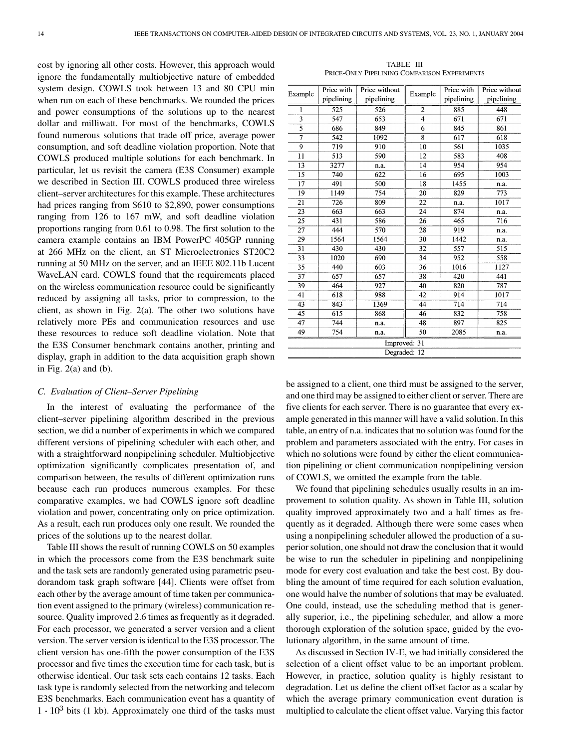cost by ignoring all other costs. However, this approach would ignore the fundamentally multiobjective nature of embedded system design. COWLS took between 13 and 80 CPU min when run on each of these benchmarks. We rounded the prices and power consumptions of the solutions up to the nearest dollar and milliwatt. For most of the benchmarks, COWLS found numerous solutions that trade off price, average power consumption, and soft deadline violation proportion. Note that COWLS produced multiple solutions for each benchmark. In particular, let us revisit the camera (E3S Consumer) example we described in Section III. COWLS produced three wireless client–server architectures for this example. These architectures had prices ranging from \$610 to \$2,890, power consumptions ranging from 126 to 167 mW, and soft deadline violation proportions ranging from 0.61 to 0.98. The first solution to the camera example contains an IBM PowerPC 405GP running at 266 MHz on the client, an ST Microelectronics ST20C2 running at 50 MHz on the server, and an IEEE 802.11b Lucent WaveLAN card. COWLS found that the requirements placed on the wireless communication resource could be significantly reduced by assigning all tasks, prior to compression, to the client, as shown in Fig. 2(a). The other two solutions have relatively more PEs and communication resources and use these resources to reduce soft deadline violation. Note that the E3S Consumer benchmark contains another, printing and display, graph in addition to the data acquisition graph shown in Fig. 2(a) and (b).

### C. Evaluation of Client–Server Pipelining

In the interest of evaluating the performance of the client–server pipelining algorithm described in the previous section, we did a number of experiments in which we compared different versions of pipelining scheduler with each other, and with a straightforward nonpipelining scheduler. Multiobjective optimization significantly complicates presentation of, and comparison between, the results of different optimization runs because each run produces numerous examples. For these comparative examples, we had COWLS ignore soft deadline violation and power, concentrating only on price optimization. As a result, each run produces only one result. We rounded the prices of the solutions up to the nearest dollar.

Table III shows the result of running COWLS on 50 examples in which the processors come from the E3S benchmark suite and the task sets are randomly generated using parametric pseudorandom task graph software [44]. Clients were offset from each other by the average amount of time taken per communication event assigned to the primary (wireless) communication resource. Quality improved 2.6 times as frequently as it degraded. For each processor, we generated a server version and a client version. The server version is identical to the E3S processor. The client version has one-fifth the power consumption of the E3S processor and five times the execution time for each task, but is otherwise identical. Our task sets each contains 12 tasks. Each task type is randomly selected from the networking and telecom E3S benchmarks. Each communication event has a quantity of $1 \cdot 10^3$ bits (1 kb). Approximately one third of the tasks must be assigned to a client, one third must be assigned to the server, and one third may be assigned to either client or server. There are five clients for each server. There is no guarantee that every example generated in this manner will have a valid solution. In this table, an entry of n.a. indicates that no solution was found for the problem and parameters associated with the entry. For cases in which no solutions were found by either the client communication pipelining or client communication nonpipelining version of COWLS, we omitted the example from the table.

TABLE III
PRICE-ONLY PIPELINING COMPARISON EXPERIMENTS

| Example | Price with pipelining | Price without pipelining | Example | Price with pipelining | Price without pipelining |
|---|---|---|---|---|---|
| 1 | 525 | 526 | 2 | 885 | 448 |
| 3 | 547 | 653 | 4 | 671 | 671 |
| 5 | 686 | 849 | 6 | 845 | 861 |
| 7 | 542 | 1092 | 8 | 617 | 618 |
| 9 | 719 | 910 | 10 | 561 | 1035 |
| 11 | 513 | 590 | 12 | 583 | 408 |
| 13 | 3277 | n.a. | 14 | 954 | 954 |
| 15 | 740 | 622 | 16 | 695 | 1003 |
| 17 | 491 | 500 | 18 | 1455 | n.a. |
| 19 | 1149 | 754 | 20 | 829 | 773 |
| 21 | 726 | 809 | 22 | n.a. | 1017 |
| 23 | 663 | 663 | 24 | 874 | n.a. |
| 25 | 431 | 586 | 26 | 465 | 716 |
| 27 | 444 | 570 | 28 | 919 | n.a. |
| 29 | 1564 | 1564 | 30 | 1442 | n.a. |
| 31 | 430 | 430 | 32 | 557 | 515 |
| 33 | 1020 | 690 | 34 | 952 | 558 |
| 35 | 440 | 603 | 36 | 1016 | 1127 |
| 37 | 657 | 657 | 38 | 420 | 441 |
| 39 | 464 | 927 | 40 | 820 | 787 |
| 41 | 618 | 988 | 42 | 914 | 1017 |
| 43 | 843 | 1369 | 44 | 714 | 714 |
| 45 | 615 | 868 | 46 | 832 | 758 |
| 47 | 744 | n.a. | 48 | 897 | 825 |
| 49 | 754 | n.a. | 50 | 2085 | n.a. |
| Improved: 31 | | | | | |
| Degraded: 12 | | | | | |

We found that pipelining schedules usually results in an improvement to solution quality. As shown in Table III, solution quality improved approximately two and a half times as frequently as it degraded. Although there were some cases when using a nonpipelining scheduler allowed the production of a superior solution, one should not draw the conclusion that it would be wise to run the scheduler in pipelining and nonpipelining mode for every cost evaluation and take the best cost. By doubling the amount of time required for each solution evaluation, one would halve the number of solutions that may be evaluated. One could, instead, use the scheduling method that is generally superior, i.e., the pipelining scheduler, and allow a more thorough exploration of the solution space, guided by the evolutionary algorithm, in the same amount of time.

As discussed in Section IV-E, we had initially considered the selection of a client offset value to be an important problem. However, in practice, solution quality is highly resistant to degradation. Let us define the client offset factor as a scalar by which the average primary communication event duration is multiplied to calculate the client offset value. Varying this factor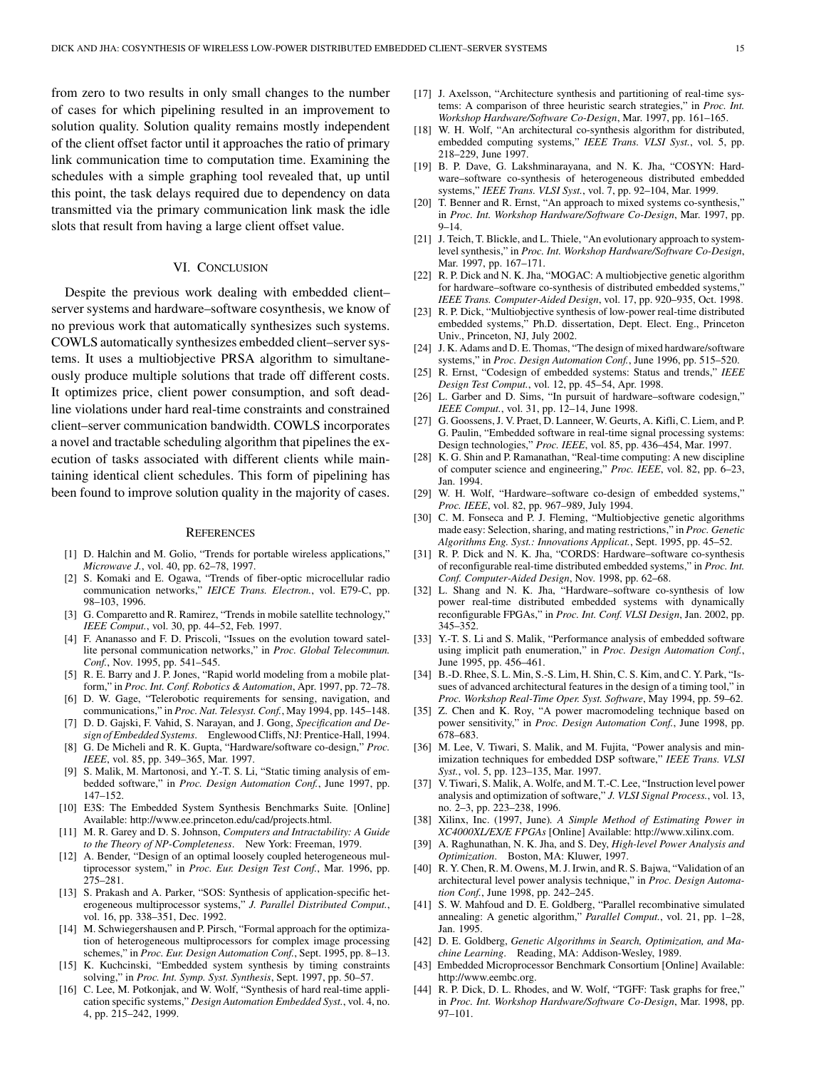from zero to two results in only small changes to the number of cases for which pipelining resulted in an improvement to solution quality. Solution quality remains mostly independent of the client offset factor until it approaches the ratio of primary link communication time to computation time. Examining the schedules with a simple graphing tool revealed that, up until this point, the task delays required due to dependency on data transmitted via the primary communication link mask the idle slots that result from having a large client offset value.

## VI. Conclusion

Despite the previous work dealing with embedded client–server systems and hardware–software cosynthesis, we know of no previous work that automatically synthesizes such systems. COWLS automatically synthesizes embedded client–server systems. It uses a multiobjective PRSA algorithm to simultaneously produce multiple solutions that trade off different costs. It optimizes price, client power consumption, and soft deadline violations under hard real-time constraints and constrained client–server communication bandwidth. COWLS incorporates a novel and tractable scheduling algorithm that pipelines the execution of tasks associated with different clients while maintaining identical client schedules. This form of pipelining has been found to improve solution quality in the majority of cases.

## References

[1] D. Halchin and M. Golio, "Trends for portable wireless applications," *Microwave J.*, vol. 40, pp. 62–78, 1997.

[2] S. Komaki and E. Ogawa, "Trends of fiber-optic microcellular radio communication networks," *IEICE Trans. Electron.*, vol. E79-C, pp. 98–103, 1996.

[3] G. Comparetto and R. Ramirez, "Trends in mobile satellite technology," *IEEE Comput.*, vol. 30, pp. 44–52, Feb. 1997.

[4] F. Ananasso and F. D. Priscoli, "Issues on the evolution toward satellite personal communication networks," in *Proc. Global Telecommun. Conf.*, Nov. 1995, pp. 541–545.

[5] R. E. Barry and J. P. Jones, "Rapid world modeling from a mobile platform," in *Proc. Int. Conf. Robotics & Automation*, Apr. 1997, pp. 72–78.

[6] D. W. Gage, "Telerobotic requirements for sensing, navigation, and communications," in *Proc. Nat. Telesyst. Conf.*, May 1994, pp. 145–148.

[7] D. D. Gajski, F. Vahid, S. Narayan, and J. Gong, *Specification and Design of Embedded Systems*. Englewood Cliffs, NJ: Prentice-Hall, 1994.

[8] G. De Micheli and R. K. Gupta, "Hardware/software co-design," *Proc. IEEE*, vol. 85, pp. 349–365, Mar. 1997.

[9] S. Malik, M. Martonosi, and Y.-T. S. Li, "Static timing analysis of embedded software," in *Proc. Design Automation Conf.*, June 1997, pp. 147–152.

[10] E3S: The Embedded System Synthesis Benchmarks Suite. [Online] Available: http://www.ee.princeton.edu/cad/projects.html.

[11] M. R. Garey and D. S. Johnson, *Computers and Intractability: A Guide to the Theory of NP-Completeness*. New York: Freeman, 1979.

[12] A. Bender, "Design of an optimal loosely coupled heterogeneous multiprocessor system," in *Proc. Eur. Design Test Conf.*, Mar. 1996, pp. 275–281.

[13] S. Prakash and A. Parker, "SOS: Synthesis of application-specific heterogeneous multiprocessor systems," *J. Parallel Distributed Comput.*, vol. 16, pp. 338–351, Dec. 1992.

[14] M. Schwiegershausen and P. Pirsch, "Formal approach for the optimization of heterogeneous multiprocessors for complex image processing schemes," in *Proc. Eur. Design Automation Conf.*, Sept. 1995, pp. 8–13.

[15] K. Kuchcinski, "Embedded system synthesis by timing constraints solving," in *Proc. Int. Symp. Syst. Synthesis*, Sept. 1997, pp. 50–57.

[16] C. Lee, M. Potkonjak, and W. Wolf, "Synthesis of hard real-time application specific systems," *Design Automation Embedded Syst.*, vol. 4, no. 4, pp. 215–242, 1999.

[17] J. Axelsson, "Architecture synthesis and partitioning of real-time systems: A comparison of three heuristic search strategies," in *Proc. Int. Workshop Hardware/Software Co-Design*, Mar. 1997, pp. 161–165.

[18] W. H. Wolf, "An architectural co-synthesis algorithm for distributed, embedded computing systems," *IEEE Trans. VLSI Syst.*, vol. 5, pp. 218–229, June 1997.

[19] B. P. Dave, G. Lakshminarayana, and N. K. Jha, "COSYN: Hardware–software co-synthesis of heterogeneous distributed embedded systems," *IEEE Trans. VLSI Syst.*, vol. 7, pp. 92–104, Mar. 1999.

[20] T. Benner and R. Ernst, "An approach to mixed systems co-synthesis," in *Proc. Int. Workshop Hardware/Software Co-Design*, Mar. 1997, pp. 9–14.

[21] J. Teich, T. Blickle, and L. Thiele, "An evolutionary approach to system-level synthesis," in *Proc. Int. Workshop Hardware/Software Co-Design*, Mar. 1997, pp. 167–171.

[22] R. P. Dick and N. K. Jha, "MOGAC: A multiobjective genetic algorithm for hardware–software co-synthesis of distributed embedded systems," *IEEE Trans. Computer-Aided Design*, vol. 17, pp. 920–935, Oct. 1998.

[23] R. P. Dick, "Multiobjective synthesis of low-power real-time distributed embedded systems," Ph.D. dissertation, Dept. Elect. Eng., Princeton Univ., Princeton, NJ, July 2002.

[24] J. K. Adams and D. E. Thomas, "The design of mixed hardware/software systems," in *Proc. Design Automation Conf.*, June 1996, pp. 515–520.

[25] R. Ernst, "Codesign of embedded systems: Status and trends," *IEEE Design Test Comput.*, vol. 12, pp. 45–54, Apr. 1998.

[26] L. Garber and D. Sims, "In pursuit of hardware–software codesign," *IEEE Comput.*, vol. 31, pp. 12–14, June 1998.

[27] G. Goossens, J. V. Praet, D. Lanneer, W. Geurts, A. Kifli, C. Liem, and P. G. Paulin, "Embedded software in real-time signal processing systems: Design technologies," *Proc. IEEE*, vol. 85, pp. 436–454, Mar. 1997.

[28] K. G. Shin and P. Ramanathan, "Real-time computing: A new discipline of computer science and engineering," *Proc. IEEE*, vol. 82, pp. 6–23, Jan. 1994.

[29] W. H. Wolf, "Hardware–software co-design of embedded systems," *Proc. IEEE*, vol. 82, pp. 967–989, July 1994.

[30] C. M. Fonseca and P. J. Fleming, "Multiobjective genetic algorithms made easy: Selection, sharing, and mating restrictions," in *Proc. Genetic Algorithms Eng. Syst.: Innovations Applicat.*, Sept. 1995, pp. 45–52.

[31] R. P. Dick and N. K. Jha, "CORDS: Hardware–software co-synthesis of reconfigurable real-time distributed embedded systems," in *Proc. Int. Conf. Computer-Aided Design*, Nov. 1998, pp. 62–68.

[32] L. Shang and N. K. Jha, "Hardware–software co-synthesis of low power real-time distributed embedded systems with dynamically reconfigurable FPGAs," in *Proc. Int. Conf. VLSI Design*, Jan. 2002, pp. 345–352.

[33] Y.-T. S. Li and S. Malik, "Performance analysis of embedded software using implicit path enumeration," in *Proc. Design Automation Conf.*, June 1995, pp. 456–461.

[34] B.-D. Rhee, S. L. Min, S.-S. Lim, H. Shin, C. S. Kim, and C. Y. Park, "Issues of advanced architectural features in the design of a timing tool," in *Proc. Workshop Real-Time Oper. Syst. Software*, May 1994, pp. 59–62.

[35] Z. Chen and K. Roy, "A power macromodeling technique based on power sensitivity," in *Proc. Design Automation Conf.*, June 1998, pp. 678–683.

[36] M. Lee, V. Tiwari, S. Malik, and M. Fujita, "Power analysis and minimization techniques for embedded DSP software," *IEEE Trans. VLSI Syst.*, vol. 5, pp. 123–135, Mar. 1997.

[37] V. Tiwari, S. Malik, A. Wolfe, and M. T.-C. Lee, "Instruction level power analysis and optimization of software," *J. VLSI Signal Process.*, vol. 13, no. 2–3, pp. 223–238, 1996.

[38] Xilinx, Inc. (1997, June). *A Simple Method of Estimating Power in XC4000XL/EX/E FPGAs* [Online] Available: http://www.xilinx.com.

[39] A. Raghunathan, N. K. Jha, and S. Dey, *High-level Power Analysis and Optimization*. Boston, MA: Kluwer, 1997.

[40] R. Y. Chen, R. M. Owens, M. J. Irwin, and R. S. Bajwa, "Validation of an architectural level power analysis technique," in *Proc. Design Automation Conf.*, June 1998, pp. 242–245.

[41] S. W. Mahfoud and D. E. Goldberg, "Parallel recombinative simulated annealing: A genetic algorithm," *Parallel Comput.*, vol. 21, pp. 1–28, Jan. 1995.

[42] D. E. Goldberg, *Genetic Algorithms in Search, Optimization, and Machine Learning*. Reading, MA: Addison-Wesley, 1989.

[43] Embedded Microprocessor Benchmark Consortium [Online] Available: http://www.eembc.org.

[44] R. P. Dick, D. L. Rhodes, and W. Wolf, "TGFF: Task graphs for free," in *Proc. Int. Workshop Hardware/Software Co-Design*, Mar. 1998, pp. 97–101.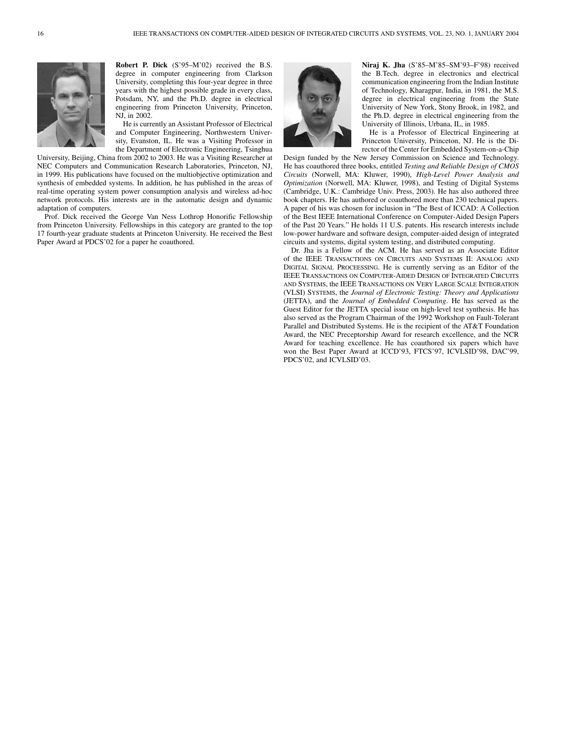**Robert P. Dick** (S'95–M'02) received the B.S. degree in computer engineering from Clarkson University, completing this four-year degree in three years with the highest possible grade in every class, Potsdam, NY, and the Ph.D. degree in electrical engineering from Princeton University, Princeton, NJ, in 2002.

He is currently an Assistant Professor of Electrical and Computer Engineering, Northwestern University, Evanston, IL. He was a Visiting Professor in the Department of Electronic Engineering, Tsinghua University, Beijing, China from 2002 to 2003. He was a Visiting Researcher at NEC Computers and Communication Research Laboratories, Princeton, NJ, in 1999. His publications have focused on the multiobjective optimization and synthesis of embedded systems. In addition, he has published in the areas of real-time operating system power consumption analysis and wireless ad-hoc network protocols. His interests are in the automatic design and dynamic adaptation of computers.

Prof. Dick received the George Van Ness Lothrop Honorific Fellowship from Princeton University. Fellowships in this category are granted to the top 17 fourth-year graduate students at Princeton University. He received the Best Paper Award at PDCS'02 for a paper he coauthored.

**Niraj K. Jha** (S'85–M'85–SM'93–F'98) received the B.Tech. degree in electronics and electrical communication engineering from the Indian Institute of Technology, Kharagpur, India, in 1981, the M.S. degree in electrical engineering from the State University of New York, Stony Brook, in 1982, and the Ph.D. degree in electrical engineering from the University of Illinois, Urbana, IL, in 1985.

He is a Professor of Electrical Engineering at Princeton University, Princeton, NJ. He is the Director of the Center for Embedded System-on-a-Chip Design funded by the New Jersey Commission on Science and Technology. He has coauthored three books, entitled *Testing and Reliable Design of CMOS Circuits* (Norwell, MA: Kluwer, 1990), *High-Level Power Analysis and Optimization* (Norwell, MA: Kluwer, 1998), and Testing of Digital Systems (Cambridge, U.K.: Cambridge Univ. Press, 2003). He has also authored three book chapters. He has authored or coauthored more than 230 technical papers. A paper of his was chosen for inclusion in "The Best of ICCAD: A Collection of the Best IEEE International Conference on Computer-Aided Design Papers of the Past 20 Years." He holds 11 U.S. patents. His research interests include low-power hardware and software design, computer-aided design of integrated circuits and systems, digital system testing, and distributed computing.

Dr. Jha is a Fellow of the ACM. He has served as an Associate Editor of the IEEE TRANSACTIONS ON CIRCUITS AND SYSTEMS II: ANALOG AND DIGITAL SIGNAL PROCEESSING. He is currently serving as an Editor of the IEEE TRANSACTIONS ON COMPUTER-AIDED DESIGN OF INTEGRATED CIRCUITS AND SYSTEMS, the IEEE TRANSACTIONS ON VERY LARGE SCALE INTEGRATION (VLSI) SYSTEMS, the *Journal of Electronic Testing: Theory and Applications* (JETTA), and the *Journal of Embedded Computing*. He has served as the Guest Editor for the JETTA special issue on high-level test synthesis. He has also served as the Program Chairman of the 1992 Workshop on Fault-Tolerant Parallel and Distributed Systems. He is the recipient of the AT&T Foundation Award, the NEC Preceptorship Award for research excellence, and the NCR Award for teaching excellence. He has coauthored six papers which have won the Best Paper Award at ICCD'93, FTCS'97, ICVLSID'98, DAC'99, PDCS'02, and ICVLSID'03.